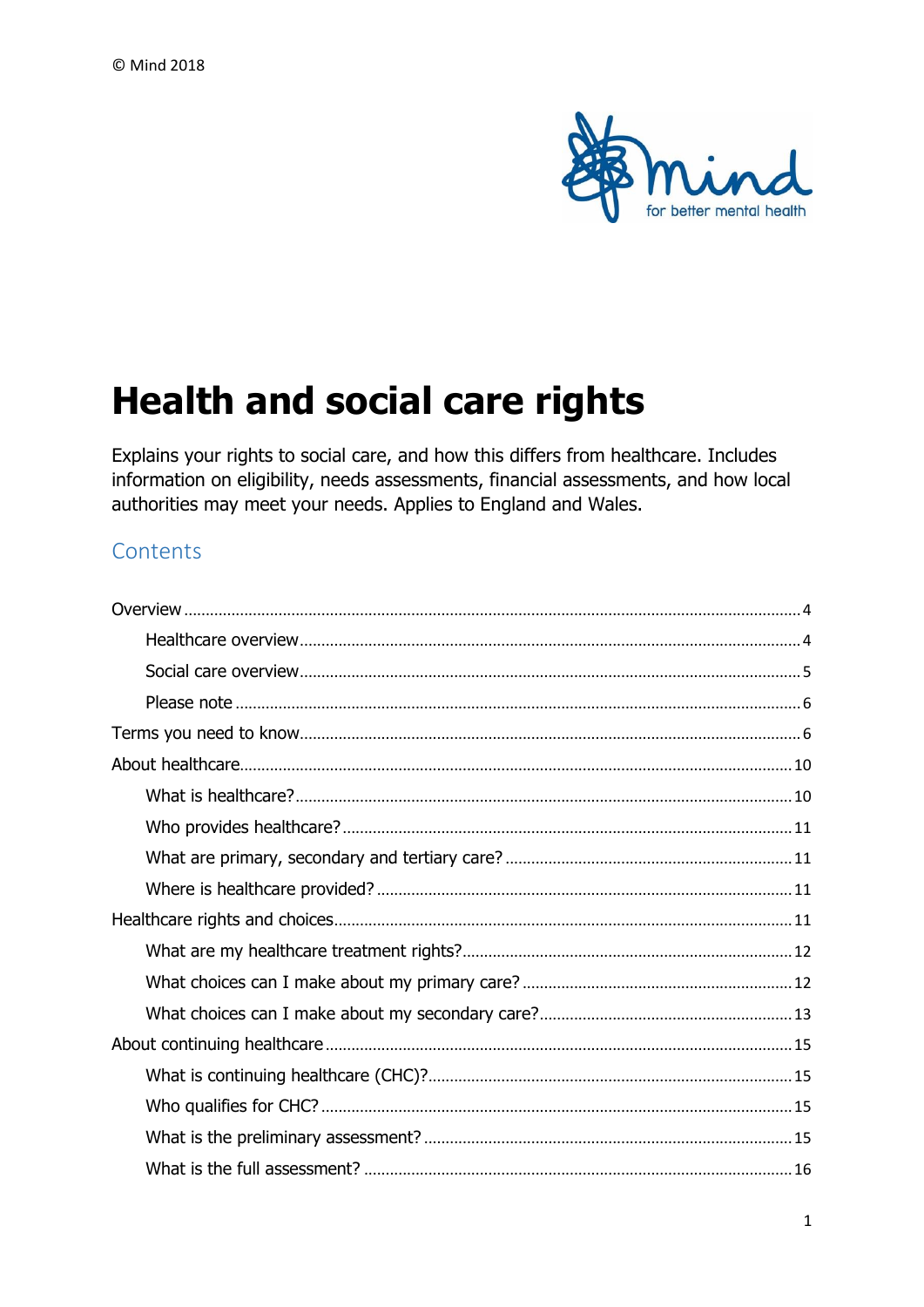© Mind 2018

# Health and social care rights

Explains your rights to social care, and how this differs from healthcare. Includes information on eligibility, needs assessments, financial assessments, and how local authorities may meet your needs. Applies to England and Wales.

## Contents

- Overview ..... 4
  - Healthcare overview ..... 4
  - Social care overview ..... 5
  - Please note ..... 6
- Terms you need to know ..... 6
- About healthcare ..... 10
  - What is healthcare? ..... 10
  - Who provides healthcare? ..... 11
  - What are primary, secondary and tertiary care? ..... 11
  - Where is healthcare provided? ..... 11
- Healthcare rights and choices ..... 11
  - What are my healthcare treatment rights? ..... 12
  - What choices can I make about my primary care? ..... 12
  - What choices can I make about my secondary care? ..... 13
- About continuing healthcare ..... 15
  - What is continuing healthcare (CHC)? ..... 15
  - Who qualifies for CHC? ..... 15
  - What is the preliminary assessment? ..... 15
  - What is the full assessment? ..... 16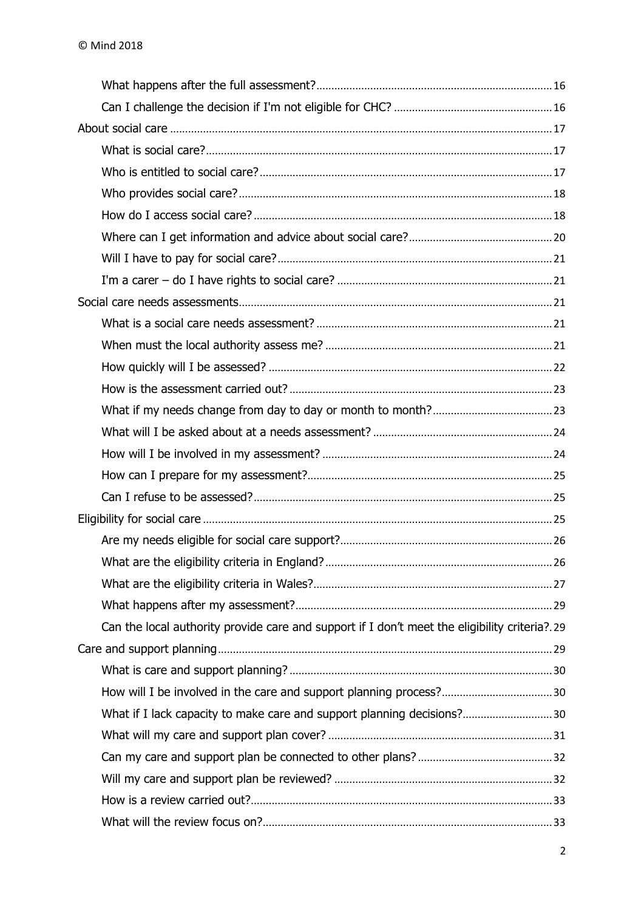- What happens after the full assessment? 16
- Can I challenge the decision if I'm not eligible for CHC? 16

About social care 17

- What is social care? 17
- Who is entitled to social care? 17
- Who provides social care? 18
- How do I access social care? 18
- Where can I get information and advice about social care? 20
- Will I have to pay for social care? 21
- I'm a carer – do I have rights to social care? 21

Social care needs assessments 21

- What is a social care needs assessment? 21
- When must the local authority assess me? 21
- How quickly will I be assessed? 22
- How is the assessment carried out? 23
- What if my needs change from day to day or month to month? 23
- What will I be asked about at a needs assessment? 24
- How will I be involved in my assessment? 24
- How can I prepare for my assessment? 25
- Can I refuse to be assessed? 25

Eligibility for social care 25

- Are my needs eligible for social care support? 26
- What are the eligibility criteria in England? 26
- What are the eligibility criteria in Wales? 27
- What happens after my assessment? 29
- Can the local authority provide care and support if I don't meet the eligibility criteria? 29

Care and support planning 29

- What is care and support planning? 30
- How will I be involved in the care and support planning process? 30
- What if I lack capacity to make care and support planning decisions? 30
- What will my care and support plan cover? 31
- Can my care and support plan be connected to other plans? 32
- Will my care and support plan be reviewed? 32
- How is a review carried out? 33
- What will the review focus on? 33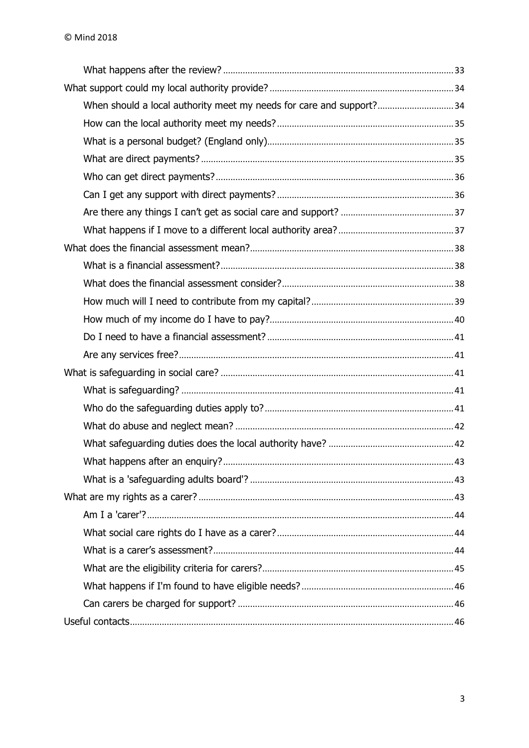- What happens after the review? 33
- What support could my local authority provide? 34
  - When should a local authority meet my needs for care and support? 34
  - How can the local authority meet my needs? 35
  - What is a personal budget? (England only) 35
  - What are direct payments? 35
  - Who can get direct payments? 36
  - Can I get any support with direct payments? 36
  - Are there any things I can't get as social care and support? 37
  - What happens if I move to a different local authority area? 37
- What does the financial assessment mean? 38
  - What is a financial assessment? 38
  - What does the financial assessment consider? 38
  - How much will I need to contribute from my capital? 39
  - How much of my income do I have to pay? 40
  - Do I need to have a financial assessment? 41
  - Are any services free? 41
- What is safeguarding in social care? 41
  - What is safeguarding? 41
  - Who do the safeguarding duties apply to? 41
  - What do abuse and neglect mean? 42
  - What safeguarding duties does the local authority have? 42
  - What happens after an enquiry? 43
  - What is a 'safeguarding adults board'? 43
- What are my rights as a carer? 43
  - Am I a 'carer'? 44
  - What social care rights do I have as a carer? 44
  - What is a carer's assessment? 44
  - What are the eligibility criteria for carers? 45
  - What happens if I'm found to have eligible needs? 46
  - Can carers be charged for support? 46
- Useful contacts 46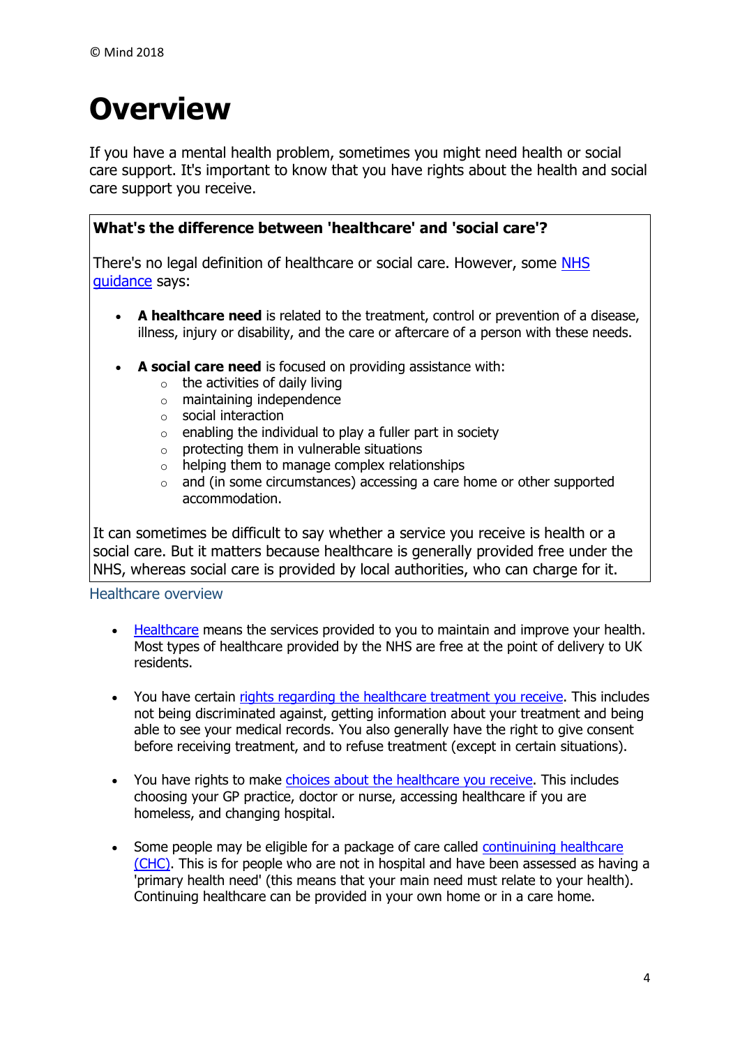© Mind 2018

# Overview

If you have a mental health problem, sometimes you might need health or social care support. It's important to know that you have rights about the health and social care support you receive.

> **What's the difference between 'healthcare' and 'social care'?**
>
> There's no legal definition of healthcare or social care. However, some [NHS guidance]() says:
>
> - **A healthcare need** is related to the treatment, control or prevention of a disease, illness, injury or disability, and the care or aftercare of a person with these needs.
> - **A social care need** is focused on providing assistance with:
>   - the activities of daily living
>   - maintaining independence
>   - social interaction
>   - enabling the individual to play a fuller part in society
>   - protecting them in vulnerable situations
>   - helping them to manage complex relationships
>   - and (in some circumstances) accessing a care home or other supported accommodation.
>
> It can sometimes be difficult to say whether a service you receive is health or a social care. But it matters because healthcare is generally provided free under the NHS, whereas social care is provided by local authorities, who can charge for it.

## Healthcare overview

- [Healthcare]() means the services provided to you to maintain and improve your health. Most types of healthcare provided by the NHS are free at the point of delivery to UK residents.
- You have certain [rights regarding the healthcare treatment you receive](). This includes not being discriminated against, getting information about your treatment and being able to see your medical records. You also generally have the right to give consent before receiving treatment, and to refuse treatment (except in certain situations).
- You have rights to make [choices about the healthcare you receive](). This includes choosing your GP practice, doctor or nurse, accessing healthcare if you are homeless, and changing hospital.
- Some people may be eligible for a package of care called [continuing healthcare (CHC)](). This is for people who are not in hospital and have been assessed as having a 'primary health need' (this means that your main need must relate to your health). Continuing healthcare can be provided in your own home or in a care home.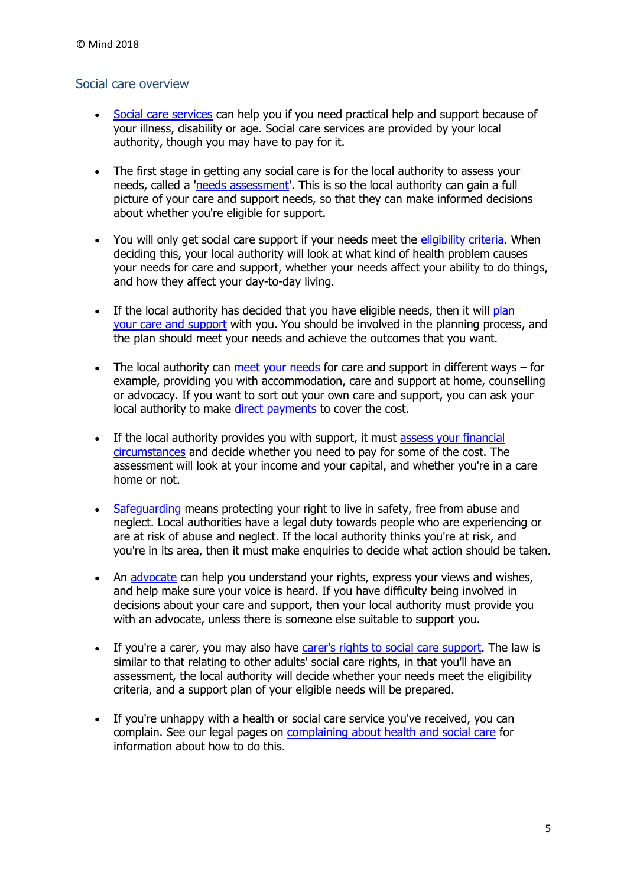## Social care overview

- Social care services can help you if you need practical help and support because of your illness, disability or age. Social care services are provided by your local authority, though you may have to pay for it.

- The first stage in getting any social care is for the local authority to assess your needs, called a 'needs assessment'. This is so the local authority can gain a full picture of your care and support needs, so that they can make informed decisions about whether you're eligible for support.

- You will only get social care support if your needs meet the eligibility criteria. When deciding this, your local authority will look at what kind of health problem causes your needs for care and support, whether your needs affect your ability to do things, and how they affect your day-to-day living.

- If the local authority has decided that you have eligible needs, then it will plan your care and support with you. You should be involved in the planning process, and the plan should meet your needs and achieve the outcomes that you want.

- The local authority can meet your needs for care and support in different ways – for example, providing you with accommodation, care and support at home, counselling or advocacy. If you want to sort out your own care and support, you can ask your local authority to make direct payments to cover the cost.

- If the local authority provides you with support, it must assess your financial circumstances and decide whether you need to pay for some of the cost. The assessment will look at your income and your capital, and whether you're in a care home or not.

- Safeguarding means protecting your right to live in safety, free from abuse and neglect. Local authorities have a legal duty towards people who are experiencing or are at risk of abuse and neglect. If the local authority thinks you're at risk, and you're in its area, then it must make enquiries to decide what action should be taken.

- An advocate can help you understand your rights, express your views and wishes, and help make sure your voice is heard. If you have difficulty being involved in decisions about your care and support, then your local authority must provide you with an advocate, unless there is someone else suitable to support you.

- If you're a carer, you may also have carer's rights to social care support. The law is similar to that relating to other adults' social care rights, in that you'll have an assessment, the local authority will decide whether your needs meet the eligibility criteria, and a support plan of your eligible needs will be prepared.

- If you're unhappy with a health or social care service you've received, you can complain. See our legal pages on complaining about health and social care for information about how to do this.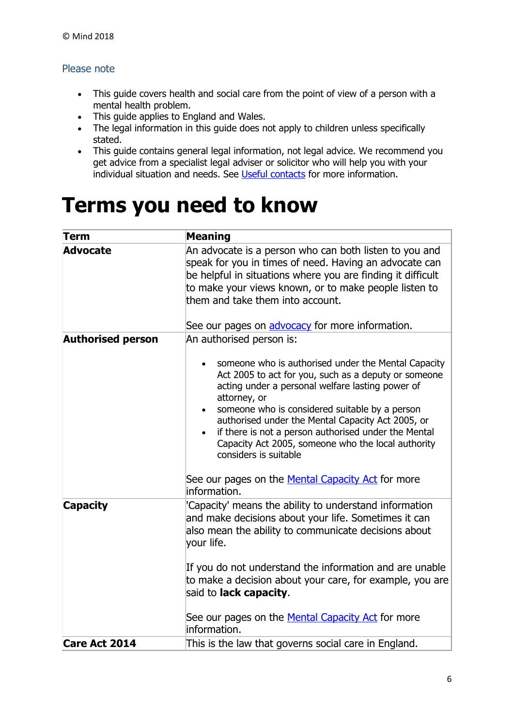© Mind 2018

## Please note

- This guide covers health and social care from the point of view of a person with a mental health problem.
- This guide applies to England and Wales.
- The legal information in this guide does not apply to children unless specifically stated.
- This guide contains general legal information, not legal advice. We recommend you get advice from a specialist legal adviser or solicitor who will help you with your individual situation and needs. See [Useful contacts] for more information.

# Terms you need to know

| Term | Meaning |
| --- | --- |
| **Advocate** | An advocate is a person who can both listen to you and speak for you in times of need. Having an advocate can be helpful in situations where you are finding it difficult to make your views known, or to make people listen to them and take them into account.<br><br>See our pages on [advocacy] for more information. |
| **Authorised person** | An authorised person is:<br><br>• someone who is authorised under the Mental Capacity Act 2005 to act for you, such as a deputy or someone acting under a personal welfare lasting power of attorney, or<br>• someone who is considered suitable by a person authorised under the Mental Capacity Act 2005, or<br>• if there is not a person authorised under the Mental Capacity Act 2005, someone who the local authority considers is suitable<br><br>See our pages on the [Mental Capacity Act] for more information. |
| **Capacity** | 'Capacity' means the ability to understand information and make decisions about your life. Sometimes it can also mean the ability to communicate decisions about your life.<br><br>If you do not understand the information and are unable to make a decision about your care, for example, you are said to **lack capacity**.<br><br>See our pages on the [Mental Capacity Act] for more information. |
| **Care Act 2014** | This is the law that governs social care in England. |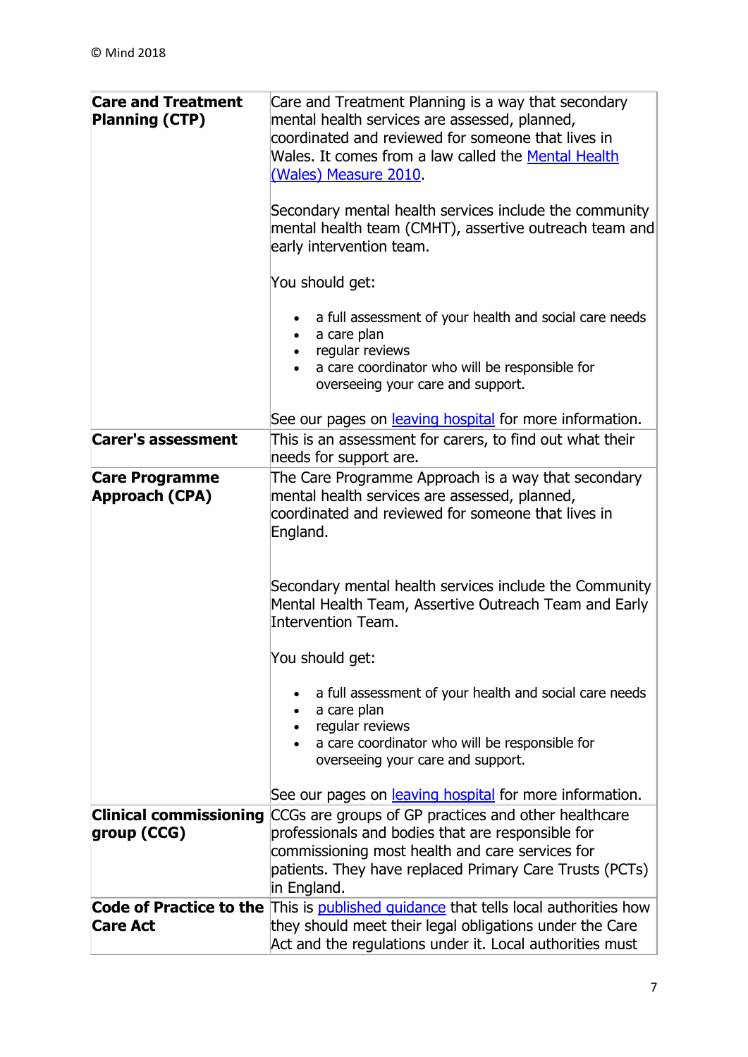© Mind 2018

| | |
|---|---|
| **Care and Treatment Planning (CTP)** | Care and Treatment Planning is a way that secondary mental health services are assessed, planned, coordinated and reviewed for someone that lives in Wales. It comes from a law called the [Mental Health (Wales) Measure 2010](). <br><br> Secondary mental health services include the community mental health team (CMHT), assertive outreach team and early intervention team. <br><br> You should get: <br><br> • a full assessment of your health and social care needs <br> • a care plan <br> • regular reviews <br> • a care coordinator who will be responsible for overseeing your care and support. <br><br> See our pages on [leaving hospital]() for more information. |
| **Carer's assessment** | This is an assessment for carers, to find out what their needs for support are. |
| **Care Programme Approach (CPA)** | The Care Programme Approach is a way that secondary mental health services are assessed, planned, coordinated and reviewed for someone that lives in England. <br><br> Secondary mental health services include the Community Mental Health Team, Assertive Outreach Team and Early Intervention Team. <br><br> You should get: <br><br> • a full assessment of your health and social care needs <br> • a care plan <br> • regular reviews <br> • a care coordinator who will be responsible for overseeing your care and support. <br><br> See our pages on [leaving hospital]() for more information. |
| **Clinical commissioning group (CCG)** | CCGs are groups of GP practices and other healthcare professionals and bodies that are responsible for commissioning most health and care services for patients. They have replaced Primary Care Trusts (PCTs) in England. |
| **Code of Practice to the Care Act** | This is [published guidance]() that tells local authorities how they should meet their legal obligations under the Care Act and the regulations under it. Local authorities must |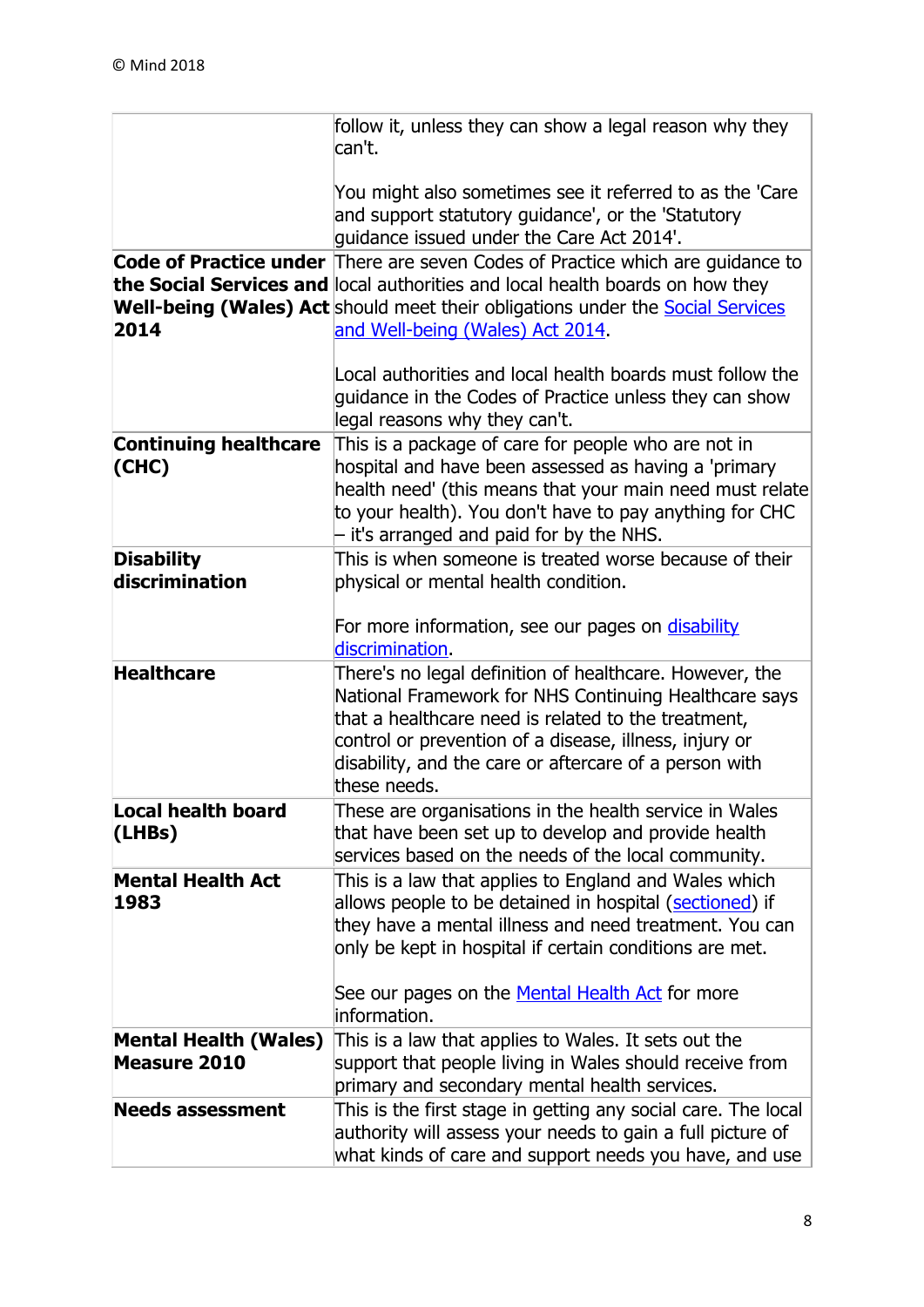| | |
|---|---|
| | follow it, unless they can show a legal reason why they can't.<br><br>You might also sometimes see it referred to as the 'Care and support statutory guidance', or the 'Statutory guidance issued under the Care Act 2014'. |
| **Code of Practice under the Social Services and Well-being (Wales) Act 2014** | There are seven Codes of Practice which are guidance to local authorities and local health boards on how they should meet their obligations under the Social Services and Well-being (Wales) Act 2014.<br><br>Local authorities and local health boards must follow the guidance in the Codes of Practice unless they can show legal reasons why they can't. |
| **Continuing healthcare (CHC)** | This is a package of care for people who are not in hospital and have been assessed as having a 'primary health need' (this means that your main need must relate to your health). You don't have to pay anything for CHC – it's arranged and paid for by the NHS. |
| **Disability discrimination** | This is when someone is treated worse because of their physical or mental health condition.<br><br>For more information, see our pages on disability discrimination. |
| **Healthcare** | There's no legal definition of healthcare. However, the National Framework for NHS Continuing Healthcare says that a healthcare need is related to the treatment, control or prevention of a disease, illness, injury or disability, and the care or aftercare of a person with these needs. |
| **Local health board (LHBs)** | These are organisations in the health service in Wales that have been set up to develop and provide health services based on the needs of the local community. |
| **Mental Health Act 1983** | This is a law that applies to England and Wales which allows people to be detained in hospital (sectioned) if they have a mental illness and need treatment. You can only be kept in hospital if certain conditions are met.<br><br>See our pages on the Mental Health Act for more information. |
| **Mental Health (Wales) Measure 2010** | This is a law that applies to Wales. It sets out the support that people living in Wales should receive from primary and secondary mental health services. |
| **Needs assessment** | This is the first stage in getting any social care. The local authority will assess your needs to gain a full picture of what kinds of care and support needs you have, and use |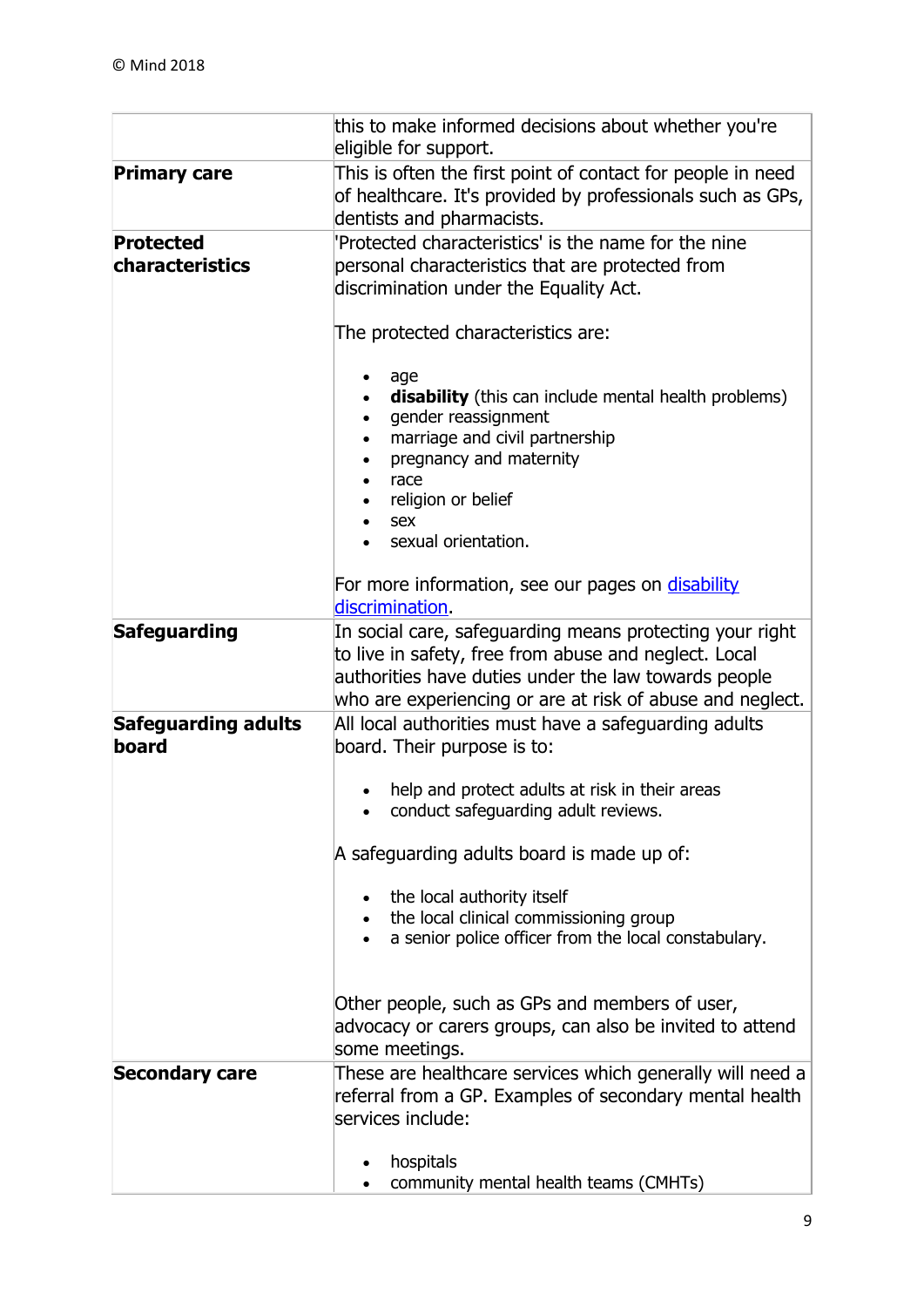|  |  |
|---|---|
|  | this to make informed decisions about whether you're eligible for support. |
| **Primary care** | This is often the first point of contact for people in need of healthcare. It's provided by professionals such as GPs, dentists and pharmacists. |
| **Protected characteristics** | 'Protected characteristics' is the name for the nine personal characteristics that are protected from discrimination under the Equality Act.<br><br>The protected characteristics are:<br><br>• age<br>• **disability** (this can include mental health problems)<br>• gender reassignment<br>• marriage and civil partnership<br>• pregnancy and maternity<br>• race<br>• religion or belief<br>• sex<br>• sexual orientation.<br><br>For more information, see our pages on disability discrimination. |
| **Safeguarding** | In social care, safeguarding means protecting your right to live in safety, free from abuse and neglect. Local authorities have duties under the law towards people who are experiencing or are at risk of abuse and neglect. |
| **Safeguarding adults board** | All local authorities must have a safeguarding adults board. Their purpose is to:<br><br>• help and protect adults at risk in their areas<br>• conduct safeguarding adult reviews.<br><br>A safeguarding adults board is made up of:<br><br>• the local authority itself<br>• the local clinical commissioning group<br>• a senior police officer from the local constabulary.<br><br>Other people, such as GPs and members of user, advocacy or carers groups, can also be invited to attend some meetings. |
| **Secondary care** | These are healthcare services which generally will need a referral from a GP. Examples of secondary mental health services include:<br><br>• hospitals<br>• community mental health teams (CMHTs) |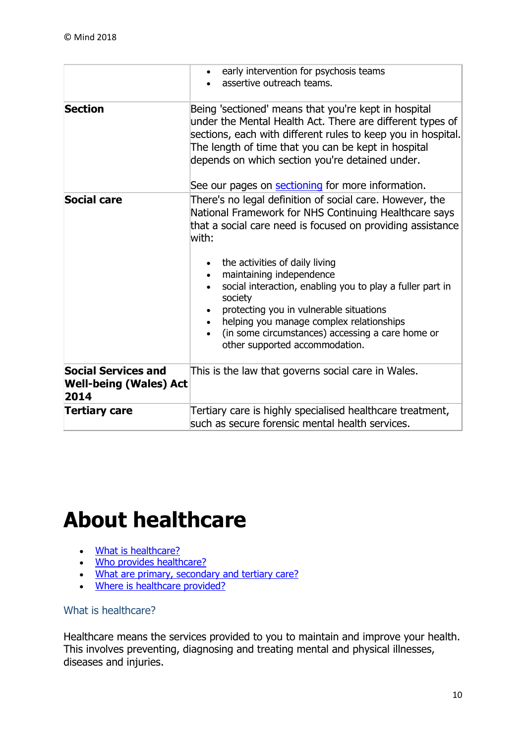| | |
|---|---|
| | • early intervention for psychosis teams<br>• assertive outreach teams. |
| **Section** | Being 'sectioned' means that you're kept in hospital under the Mental Health Act. There are different types of sections, each with different rules to keep you in hospital. The length of time that you can be kept in hospital depends on which section you're detained under.<br><br>See our pages on sectioning for more information. |
| **Social care** | There's no legal definition of social care. However, the National Framework for NHS Continuing Healthcare says that a social care need is focused on providing assistance with:<br><br>• the activities of daily living<br>• maintaining independence<br>• social interaction, enabling you to play a fuller part in society<br>• protecting you in vulnerable situations<br>• helping you manage complex relationships<br>• (in some circumstances) accessing a care home or other supported accommodation. |
| **Social Services and Well-being (Wales) Act 2014** | This is the law that governs social care in Wales. |
| **Tertiary care** | Tertiary care is highly specialised healthcare treatment, such as secure forensic mental health services. |

# About healthcare

- What is healthcare?
- Who provides healthcare?
- What are primary, secondary and tertiary care?
- Where is healthcare provided?

### What is healthcare?

Healthcare means the services provided to you to maintain and improve your health. This involves preventing, diagnosing and treating mental and physical illnesses, diseases and injuries.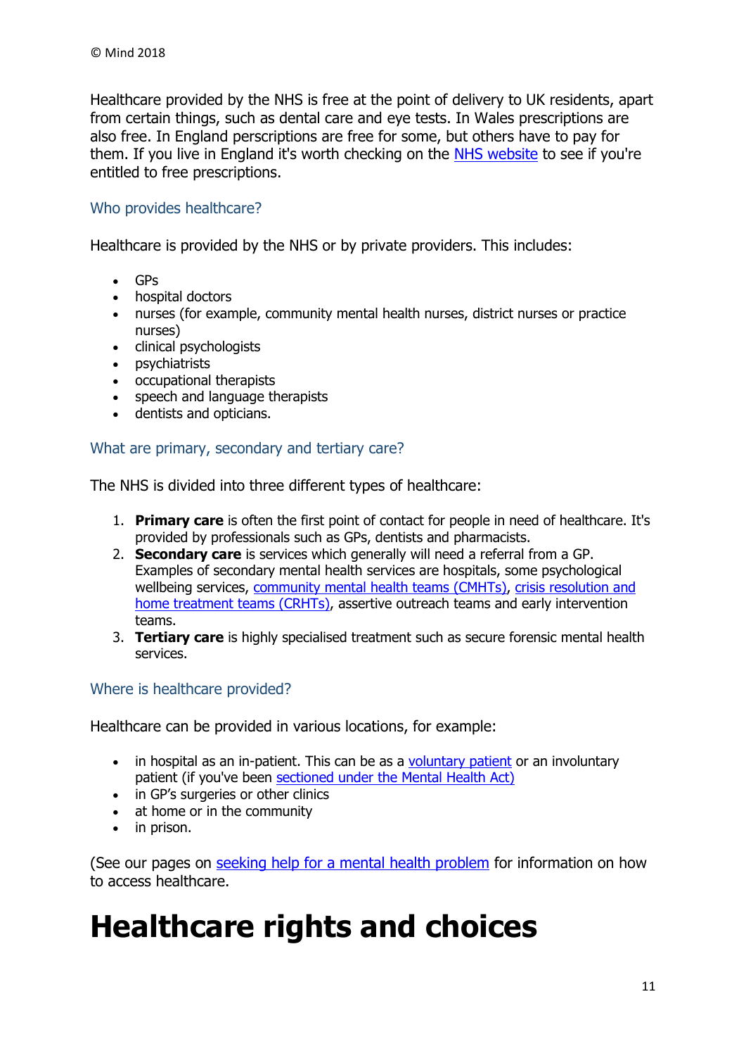© Mind 2018

Healthcare provided by the NHS is free at the point of delivery to UK residents, apart from certain things, such as dental care and eye tests. In Wales prescriptions are also free. In England perscriptions are free for some, but others have to pay for them. If you live in England it's worth checking on the NHS website to see if you're entitled to free prescriptions.

### Who provides healthcare?

Healthcare is provided by the NHS or by private providers. This includes:

- GPs
- hospital doctors
- nurses (for example, community mental health nurses, district nurses or practice nurses)
- clinical psychologists
- psychiatrists
- occupational therapists
- speech and language therapists
- dentists and opticians.

### What are primary, secondary and tertiary care?

The NHS is divided into three different types of healthcare:

1. **Primary care** is often the first point of contact for people in need of healthcare. It's provided by professionals such as GPs, dentists and pharmacists.
2. **Secondary care** is services which generally will need a referral from a GP. Examples of secondary mental health services are hospitals, some psychological wellbeing services, community mental health teams (CMHTs), crisis resolution and home treatment teams (CRHTs), assertive outreach teams and early intervention teams.
3. **Tertiary care** is highly specialised treatment such as secure forensic mental health services.

### Where is healthcare provided?

Healthcare can be provided in various locations, for example:

- in hospital as an in-patient. This can be as a voluntary patient or an involuntary patient (if you've been sectioned under the Mental Health Act)
- in GP's surgeries or other clinics
- at home or in the community
- in prison.

(See our pages on seeking help for a mental health problem for information on how to access healthcare.

# Healthcare rights and choices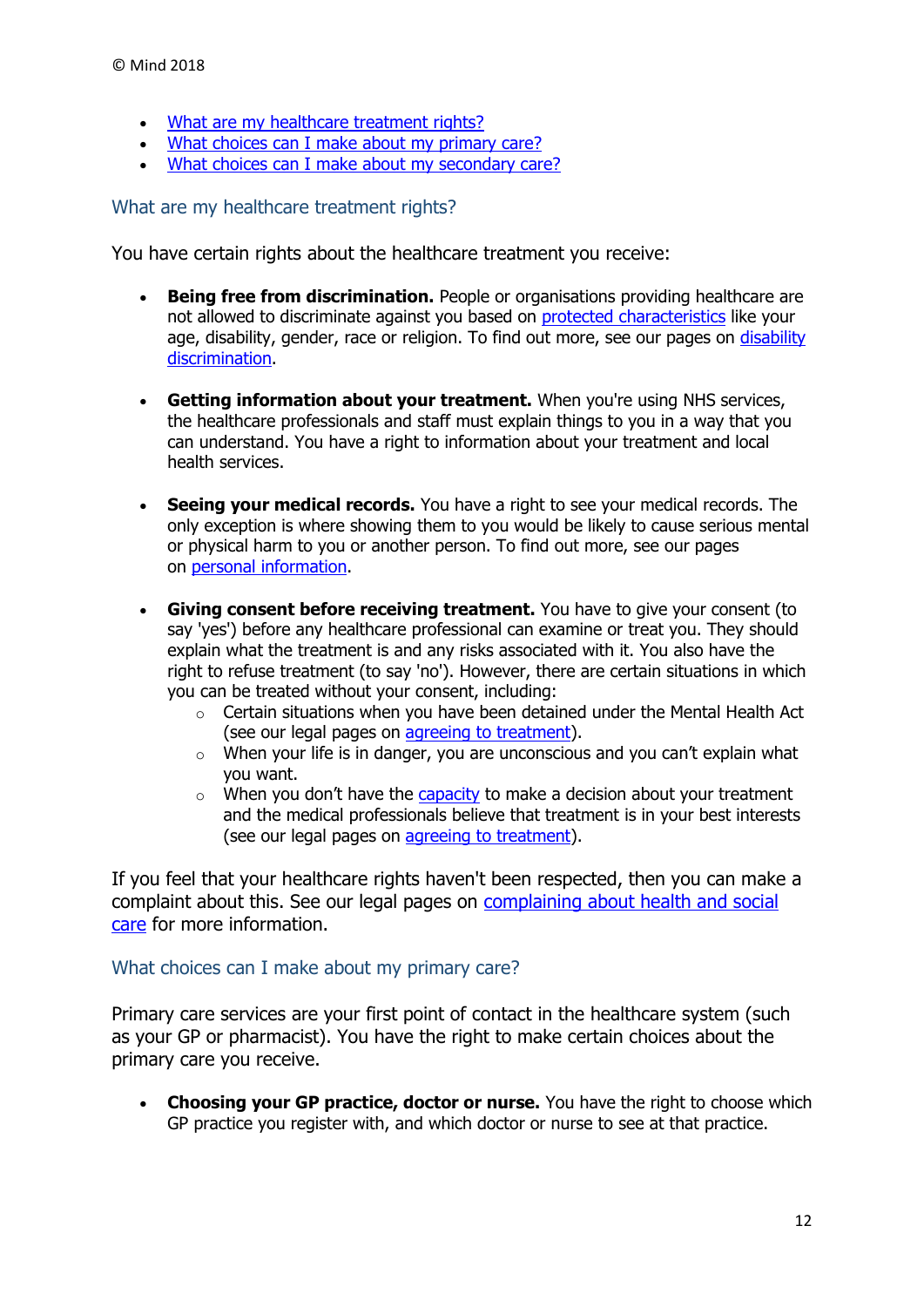© Mind 2018

- [What are my healthcare treatment rights?](#)
- [What choices can I make about my primary care?](#)
- [What choices can I make about my secondary care?](#)

## What are my healthcare treatment rights?

You have certain rights about the healthcare treatment you receive:

- **Being free from discrimination.** People or organisations providing healthcare are not allowed to discriminate against you based on [protected characteristics](#) like your age, disability, gender, race or religion. To find out more, see our pages on [disability discrimination](#).

- **Getting information about your treatment.** When you're using NHS services, the healthcare professionals and staff must explain things to you in a way that you can understand. You have a right to information about your treatment and local health services.

- **Seeing your medical records.** You have a right to see your medical records. The only exception is where showing them to you would be likely to cause serious mental or physical harm to you or another person. To find out more, see our pages on [personal information](#).

- **Giving consent before receiving treatment.** You have to give your consent (to say 'yes') before any healthcare professional can examine or treat you. They should explain what the treatment is and any risks associated with it. You also have the right to refuse treatment (to say 'no'). However, there are certain situations in which you can be treated without your consent, including:
  - Certain situations when you have been detained under the Mental Health Act (see our legal pages on [agreeing to treatment](#)).
  - When your life is in danger, you are unconscious and you can't explain what you want.
  - When you don't have the [capacity](#) to make a decision about your treatment and the medical professionals believe that treatment is in your best interests (see our legal pages on [agreeing to treatment](#)).

If you feel that your healthcare rights haven't been respected, then you can make a complaint about this. See our legal pages on [complaining about health and social care](#) for more information.

## What choices can I make about my primary care?

Primary care services are your first point of contact in the healthcare system (such as your GP or pharmacist). You have the right to make certain choices about the primary care you receive.

- **Choosing your GP practice, doctor or nurse.** You have the right to choose which GP practice you register with, and which doctor or nurse to see at that practice.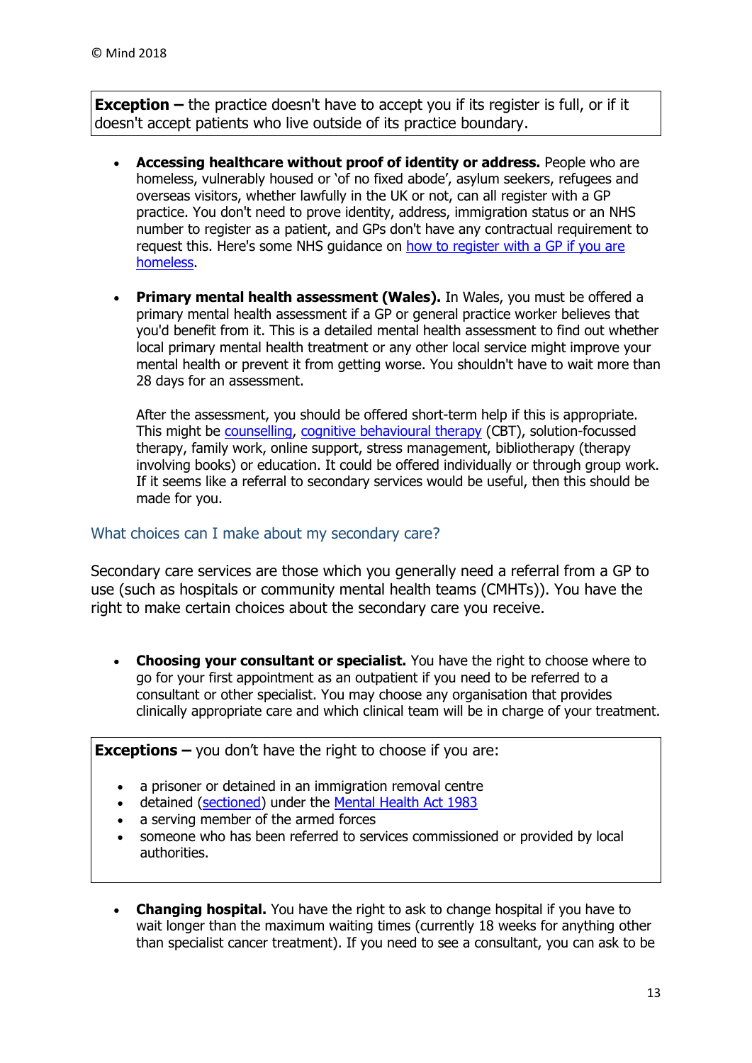**Exception –** the practice doesn't have to accept you if its register is full, or if it doesn't accept patients who live outside of its practice boundary.

- **Accessing healthcare without proof of identity or address.** People who are homeless, vulnerably housed or 'of no fixed abode', asylum seekers, refugees and overseas visitors, whether lawfully in the UK or not, can all register with a GP practice. You don't need to prove identity, address, immigration status or an NHS number to register as a patient, and GPs don't have any contractual requirement to request this. Here's some NHS guidance on how to register with a GP if you are homeless.

- **Primary mental health assessment (Wales).** In Wales, you must be offered a primary mental health assessment if a GP or general practice worker believes that you'd benefit from it. This is a detailed mental health assessment to find out whether local primary mental health treatment or any other local service might improve your mental health or prevent it from getting worse. You shouldn't have to wait more than 28 days for an assessment.

  After the assessment, you should be offered short-term help if this is appropriate. This might be counselling, cognitive behavioural therapy (CBT), solution-focussed therapy, family work, online support, stress management, bibliotherapy (therapy involving books) or education. It could be offered individually or through group work. If it seems like a referral to secondary services would be useful, then this should be made for you.

## What choices can I make about my secondary care?

Secondary care services are those which you generally need a referral from a GP to use (such as hospitals or community mental health teams (CMHTs)). You have the right to make certain choices about the secondary care you receive.

- **Choosing your consultant or specialist.** You have the right to choose where to go for your first appointment as an outpatient if you need to be referred to a consultant or other specialist. You may choose any organisation that provides clinically appropriate care and which clinical team will be in charge of your treatment.

**Exceptions –** you don't have the right to choose if you are:

- a prisoner or detained in an immigration removal centre
- detained (sectioned) under the Mental Health Act 1983
- a serving member of the armed forces
- someone who has been referred to services commissioned or provided by local authorities.

- **Changing hospital.** You have the right to ask to change hospital if you have to wait longer than the maximum waiting times (currently 18 weeks for anything other than specialist cancer treatment). If you need to see a consultant, you can ask to be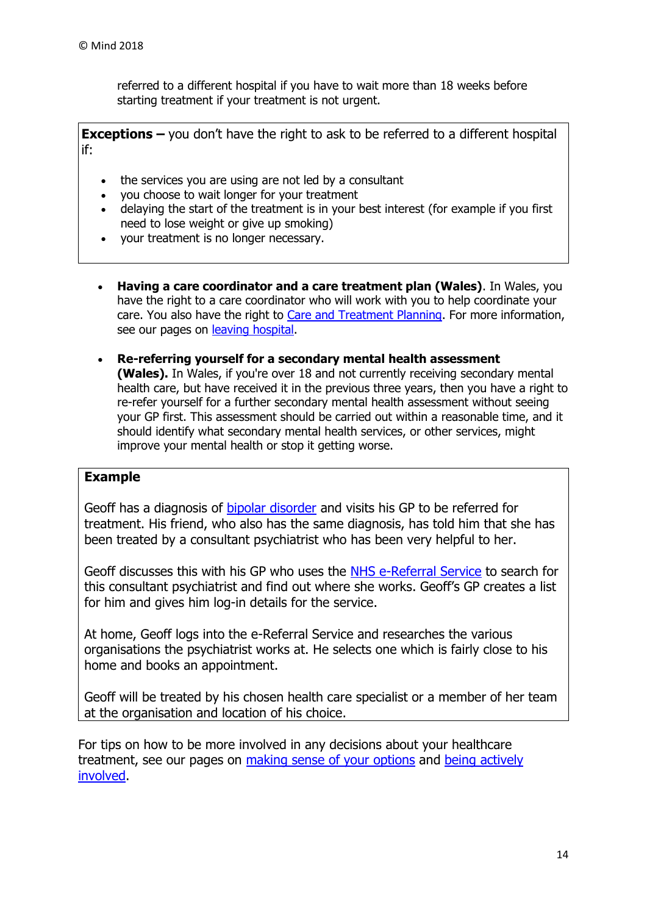referred to a different hospital if you have to wait more than 18 weeks before starting treatment if your treatment is not urgent.

**Exceptions –** you don't have the right to ask to be referred to a different hospital if:

- the services you are using are not led by a consultant
- you choose to wait longer for your treatment
- delaying the start of the treatment is in your best interest (for example if you first need to lose weight or give up smoking)
- your treatment is no longer necessary.

- **Having a care coordinator and a care treatment plan (Wales)**. In Wales, you have the right to a care coordinator who will work with you to help coordinate your care. You also have the right to Care and Treatment Planning. For more information, see our pages on leaving hospital.

- **Re-referring yourself for a secondary mental health assessment (Wales).** In Wales, if you're over 18 and not currently receiving secondary mental health care, but have received it in the previous three years, then you have a right to re-refer yourself for a further secondary mental health assessment without seeing your GP first. This assessment should be carried out within a reasonable time, and it should identify what secondary mental health services, or other services, might improve your mental health or stop it getting worse.

**Example**

Geoff has a diagnosis of bipolar disorder and visits his GP to be referred for treatment. His friend, who also has the same diagnosis, has told him that she has been treated by a consultant psychiatrist who has been very helpful to her.

Geoff discusses this with his GP who uses the NHS e-Referral Service to search for this consultant psychiatrist and find out where she works. Geoff's GP creates a list for him and gives him log-in details for the service.

At home, Geoff logs into the e-Referral Service and researches the various organisations the psychiatrist works at. He selects one which is fairly close to his home and books an appointment.

Geoff will be treated by his chosen health care specialist or a member of her team at the organisation and location of his choice.

For tips on how to be more involved in any decisions about your healthcare treatment, see our pages on making sense of your options and being actively involved.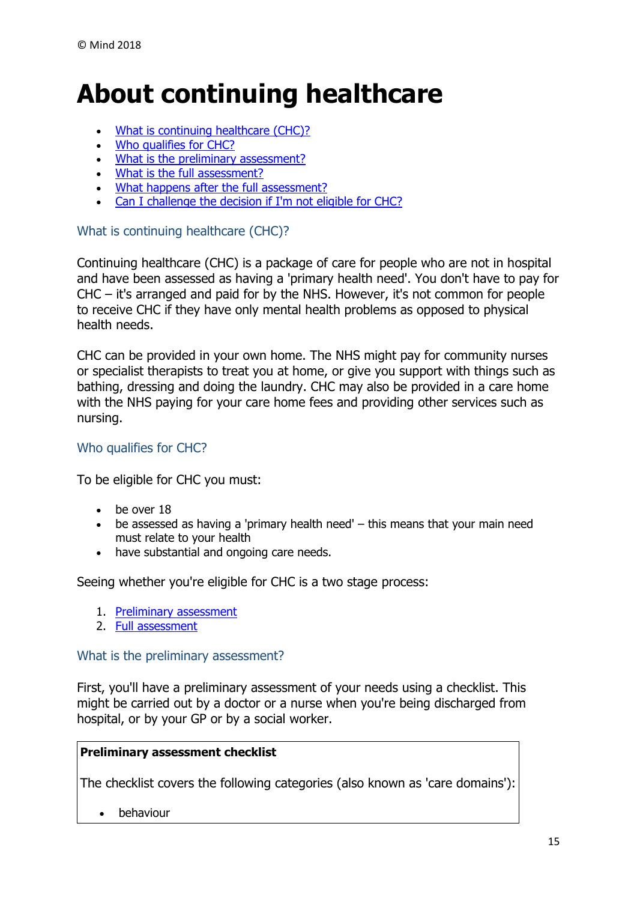© Mind 2018

# About continuing healthcare

- What is continuing healthcare (CHC)?
- Who qualifies for CHC?
- What is the preliminary assessment?
- What is the full assessment?
- What happens after the full assessment?
- Can I challenge the decision if I'm not eligible for CHC?

## What is continuing healthcare (CHC)?

Continuing healthcare (CHC) is a package of care for people who are not in hospital and have been assessed as having a 'primary health need'. You don't have to pay for CHC – it's arranged and paid for by the NHS. However, it's not common for people to receive CHC if they have only mental health problems as opposed to physical health needs.

CHC can be provided in your own home. The NHS might pay for community nurses or specialist therapists to treat you at home, or give you support with things such as bathing, dressing and doing the laundry. CHC may also be provided in a care home with the NHS paying for your care home fees and providing other services such as nursing.

## Who qualifies for CHC?

To be eligible for CHC you must:

- be over 18
- be assessed as having a 'primary health need' – this means that your main need must relate to your health
- have substantial and ongoing care needs.

Seeing whether you're eligible for CHC is a two stage process:

1. Preliminary assessment
2. Full assessment

## What is the preliminary assessment?

First, you'll have a preliminary assessment of your needs using a checklist. This might be carried out by a doctor or a nurse when you're being discharged from hospital, or by your GP or by a social worker.

**Preliminary assessment checklist**

The checklist covers the following categories (also known as 'care domains'):

- behaviour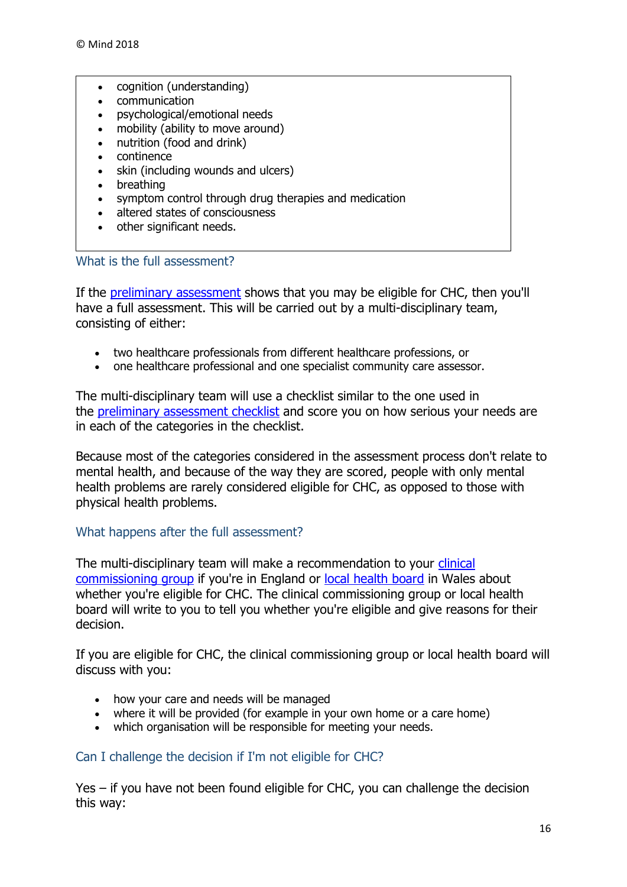- cognition (understanding)
- communication
- psychological/emotional needs
- mobility (ability to move around)
- nutrition (food and drink)
- continence
- skin (including wounds and ulcers)
- breathing
- symptom control through drug therapies and medication
- altered states of consciousness
- other significant needs.

### What is the full assessment?

If the preliminary assessment shows that you may be eligible for CHC, then you'll have a full assessment. This will be carried out by a multi-disciplinary team, consisting of either:

- two healthcare professionals from different healthcare professions, or
- one healthcare professional and one specialist community care assessor.

The multi-disciplinary team will use a checklist similar to the one used in the preliminary assessment checklist and score you on how serious your needs are in each of the categories in the checklist.

Because most of the categories considered in the assessment process don't relate to mental health, and because of the way they are scored, people with only mental health problems are rarely considered eligible for CHC, as opposed to those with physical health problems.

### What happens after the full assessment?

The multi-disciplinary team will make a recommendation to your clinical commissioning group if you're in England or local health board in Wales about whether you're eligible for CHC. The clinical commissioning group or local health board will write to you to tell you whether you're eligible and give reasons for their decision.

If you are eligible for CHC, the clinical commissioning group or local health board will discuss with you:

- how your care and needs will be managed
- where it will be provided (for example in your own home or a care home)
- which organisation will be responsible for meeting your needs.

### Can I challenge the decision if I'm not eligible for CHC?

Yes – if you have not been found eligible for CHC, you can challenge the decision this way: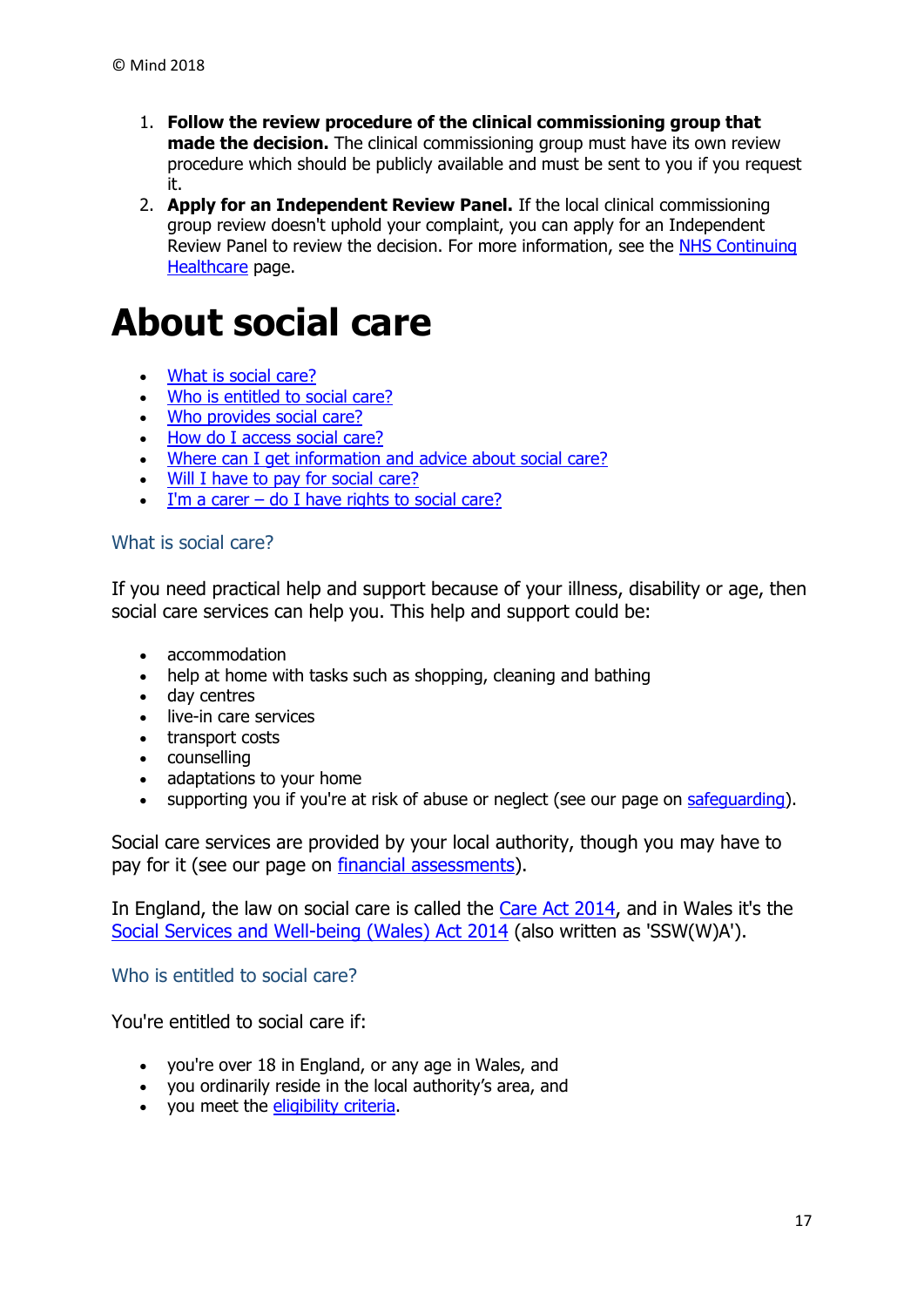1. **Follow the review procedure of the clinical commissioning group that made the decision.** The clinical commissioning group must have its own review procedure which should be publicly available and must be sent to you if you request it.
2. **Apply for an Independent Review Panel.** If the local clinical commissioning group review doesn't uphold your complaint, you can apply for an Independent Review Panel to review the decision. For more information, see the NHS Continuing Healthcare page.

# About social care

- What is social care?
- Who is entitled to social care?
- Who provides social care?
- How do I access social care?
- Where can I get information and advice about social care?
- Will I have to pay for social care?
- I'm a carer – do I have rights to social care?

## What is social care?

If you need practical help and support because of your illness, disability or age, then social care services can help you. This help and support could be:

- accommodation
- help at home with tasks such as shopping, cleaning and bathing
- day centres
- live-in care services
- transport costs
- counselling
- adaptations to your home
- supporting you if you're at risk of abuse or neglect (see our page on safeguarding).

Social care services are provided by your local authority, though you may have to pay for it (see our page on financial assessments).

In England, the law on social care is called the Care Act 2014, and in Wales it's the Social Services and Well-being (Wales) Act 2014 (also written as 'SSW(W)A').

## Who is entitled to social care?

You're entitled to social care if:

- you're over 18 in England, or any age in Wales, and
- you ordinarily reside in the local authority's area, and
- you meet the eligibility criteria.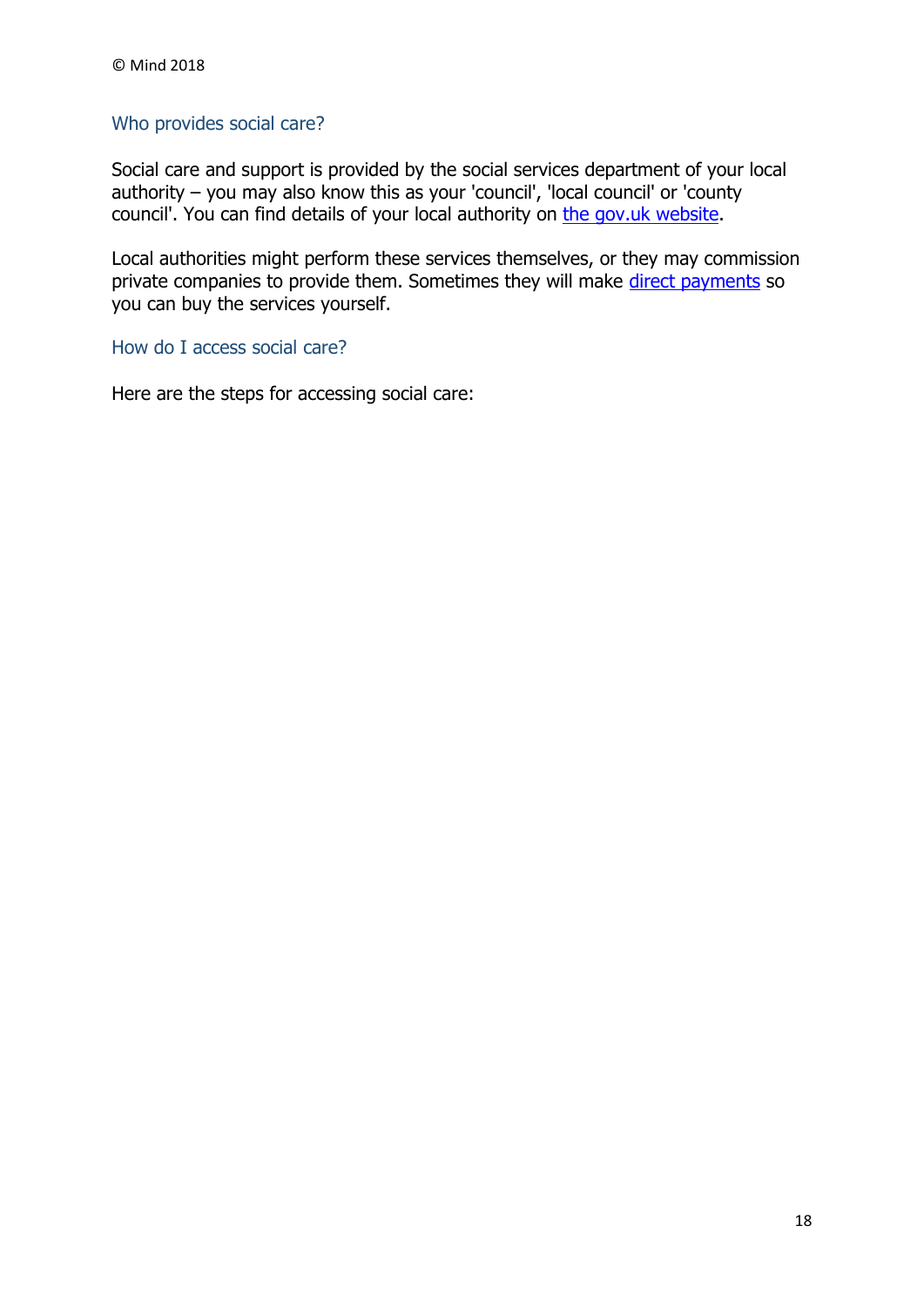## Who provides social care?

Social care and support is provided by the social services department of your local authority – you may also know this as your 'council', 'local council' or 'county council'. You can find details of your local authority on [the gov.uk website](https://www.gov.uk).

Local authorities might perform these services themselves, or they may commission private companies to provide them. Sometimes they will make [direct payments](#) so you can buy the services yourself.

## How do I access social care?

Here are the steps for accessing social care: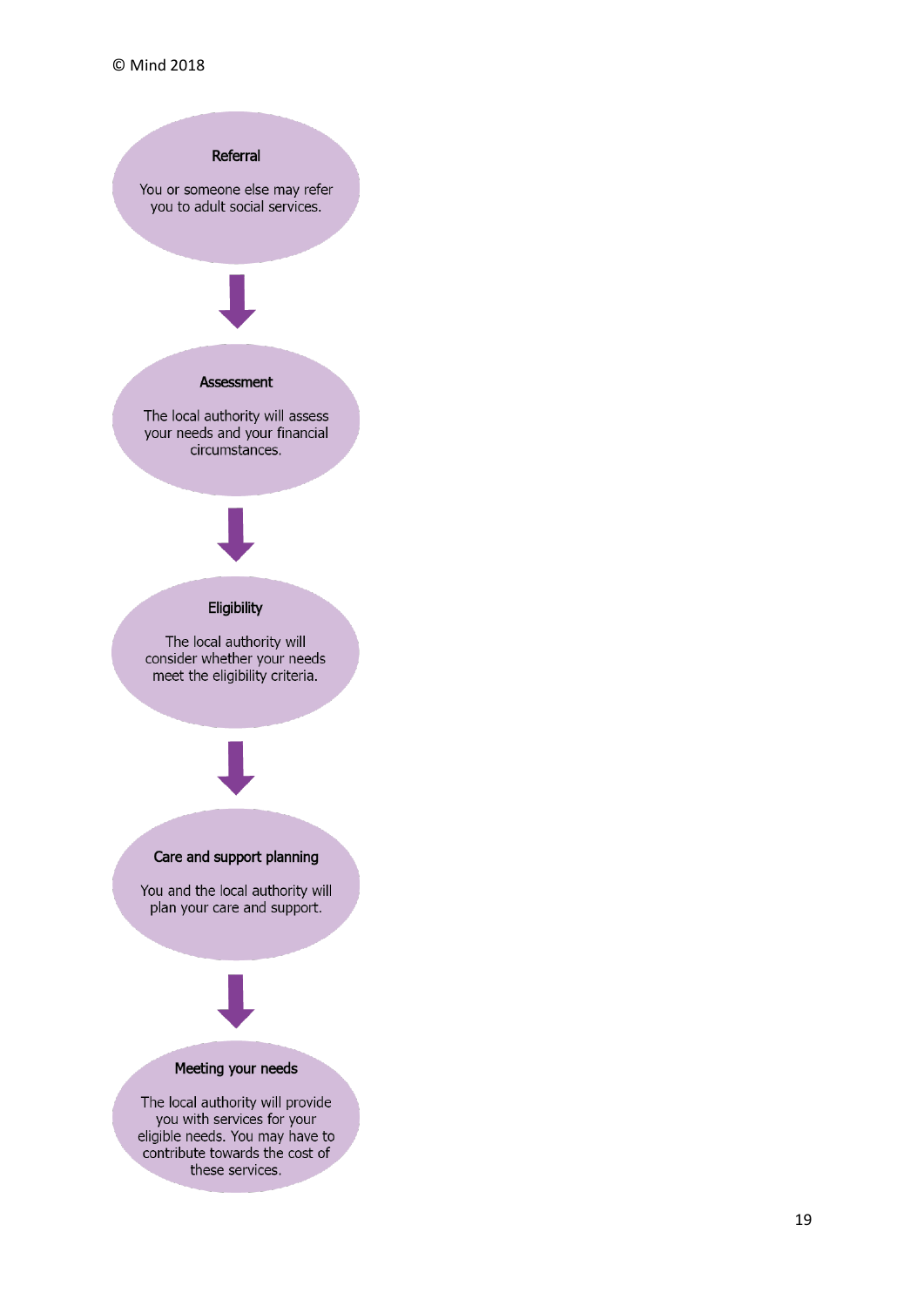© Mind 2018

**Referral**

You or someone else may refer you to adult social services.

↓

**Assessment**

The local authority will assess your needs and your financial circumstances.

↓

**Eligibility**

The local authority will consider whether your needs meet the eligibility criteria.

↓

**Care and support planning**

You and the local authority will plan your care and support.

↓

**Meeting your needs**

The local authority will provide you with services for your eligible needs. You may have to contribute towards the cost of these services.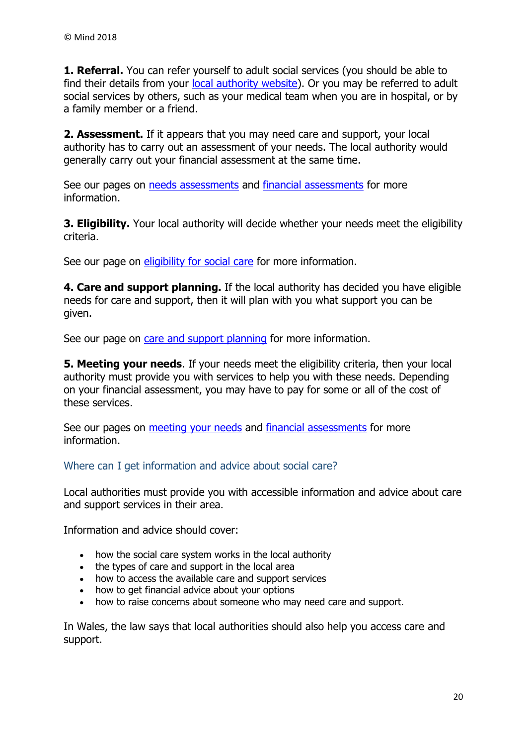**1. Referral.** You can refer yourself to adult social services (you should be able to find their details from your local authority website). Or you may be referred to adult social services by others, such as your medical team when you are in hospital, or by a family member or a friend.

**2. Assessment.** If it appears that you may need care and support, your local authority has to carry out an assessment of your needs. The local authority would generally carry out your financial assessment at the same time.

See our pages on needs assessments and financial assessments for more information.

**3. Eligibility.** Your local authority will decide whether your needs meet the eligibility criteria.

See our page on eligibility for social care for more information.

**4. Care and support planning.** If the local authority has decided you have eligible needs for care and support, then it will plan with you what support you can be given.

See our page on care and support planning for more information.

**5. Meeting your needs**. If your needs meet the eligibility criteria, then your local authority must provide you with services to help you with these needs. Depending on your financial assessment, you may have to pay for some or all of the cost of these services.

See our pages on meeting your needs and financial assessments for more information.

## Where can I get information and advice about social care?

Local authorities must provide you with accessible information and advice about care and support services in their area.

Information and advice should cover:

- how the social care system works in the local authority
- the types of care and support in the local area
- how to access the available care and support services
- how to get financial advice about your options
- how to raise concerns about someone who may need care and support.

In Wales, the law says that local authorities should also help you access care and support.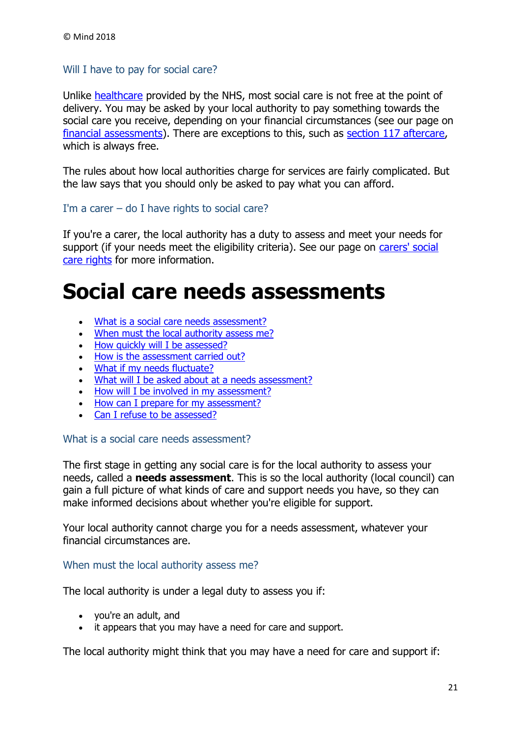© Mind 2018

### Will I have to pay for social care?

Unlike healthcare provided by the NHS, most social care is not free at the point of delivery. You may be asked by your local authority to pay something towards the social care you receive, depending on your financial circumstances (see our page on financial assessments). There are exceptions to this, such as section 117 aftercare, which is always free.

The rules about how local authorities charge for services are fairly complicated. But the law says that you should only be asked to pay what you can afford.

### I'm a carer – do I have rights to social care?

If you're a carer, the local authority has a duty to assess and meet your needs for support (if your needs meet the eligibility criteria). See our page on carers' social care rights for more information.

# Social care needs assessments

- What is a social care needs assessment?
- When must the local authority assess me?
- How quickly will I be assessed?
- How is the assessment carried out?
- What if my needs fluctuate?
- What will I be asked about at a needs assessment?
- How will I be involved in my assessment?
- How can I prepare for my assessment?
- Can I refuse to be assessed?

### What is a social care needs assessment?

The first stage in getting any social care is for the local authority to assess your needs, called a **needs assessment**. This is so the local authority (local council) can gain a full picture of what kinds of care and support needs you have, so they can make informed decisions about whether you're eligible for support.

Your local authority cannot charge you for a needs assessment, whatever your financial circumstances are.

### When must the local authority assess me?

The local authority is under a legal duty to assess you if:

- you're an adult, and
- it appears that you may have a need for care and support.

The local authority might think that you may have a need for care and support if: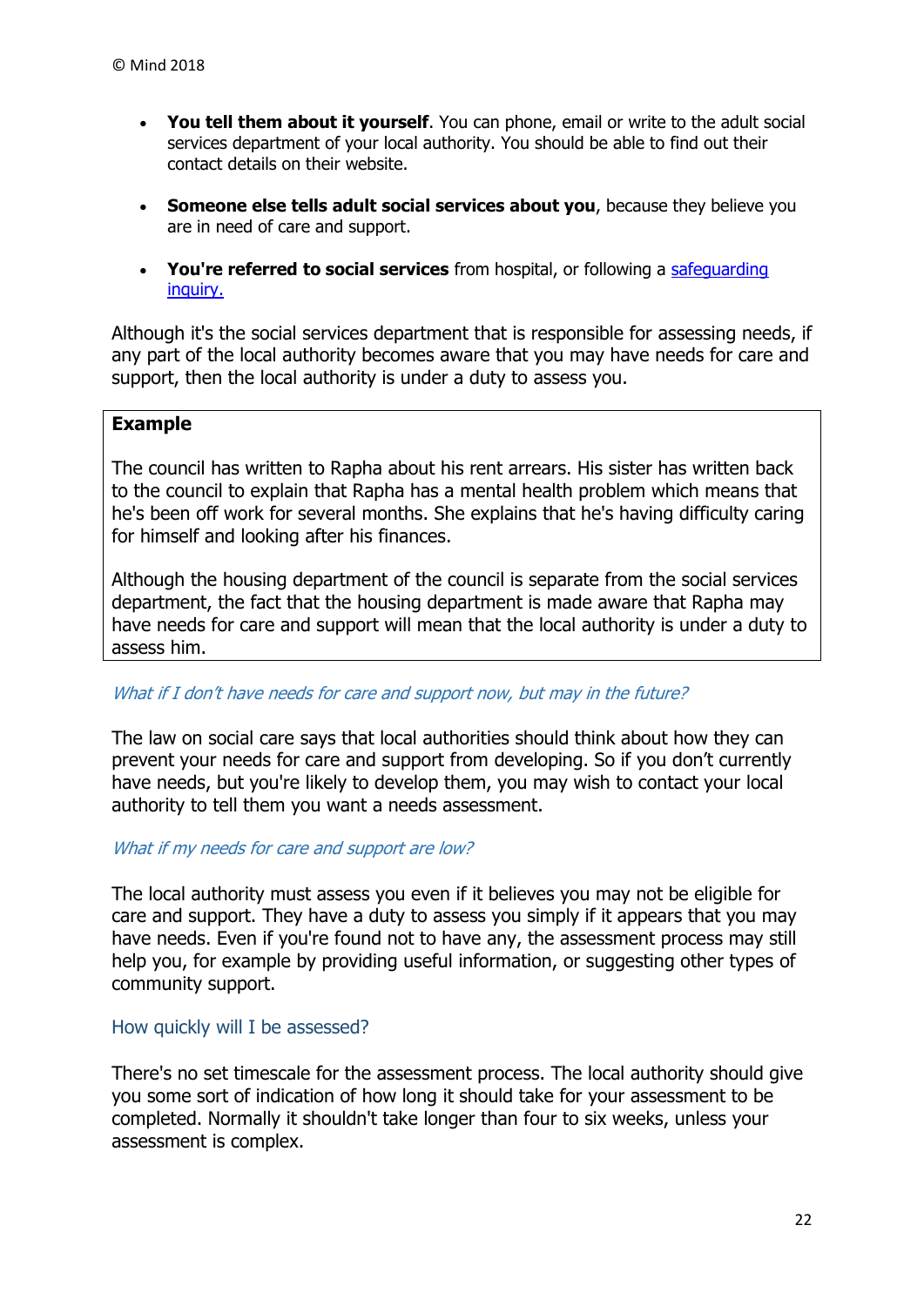- **You tell them about it yourself**. You can phone, email or write to the adult social services department of your local authority. You should be able to find out their contact details on their website.

- **Someone else tells adult social services about you**, because they believe you are in need of care and support.

- **You're referred to social services** from hospital, or following a [safeguarding inquiry.](#)

Although it's the social services department that is responsible for assessing needs, if any part of the local authority becomes aware that you may have needs for care and support, then the local authority is under a duty to assess you.

> **Example**
>
> The council has written to Rapha about his rent arrears. His sister has written back to the council to explain that Rapha has a mental health problem which means that he's been off work for several months. She explains that he's having difficulty caring for himself and looking after his finances.
>
> Although the housing department of the council is separate from the social services department, the fact that the housing department is made aware that Rapha may have needs for care and support will mean that the local authority is under a duty to assess him.

#### *What if I don't have needs for care and support now, but may in the future?*

The law on social care says that local authorities should think about how they can prevent your needs for care and support from developing. So if you don't currently have needs, but you're likely to develop them, you may wish to contact your local authority to tell them you want a needs assessment.

#### *What if my needs for care and support are low?*

The local authority must assess you even if it believes you may not be eligible for care and support. They have a duty to assess you simply if it appears that you may have needs. Even if you're found not to have any, the assessment process may still help you, for example by providing useful information, or suggesting other types of community support.

### How quickly will I be assessed?

There's no set timescale for the assessment process. The local authority should give you some sort of indication of how long it should take for your assessment to be completed. Normally it shouldn't take longer than four to six weeks, unless your assessment is complex.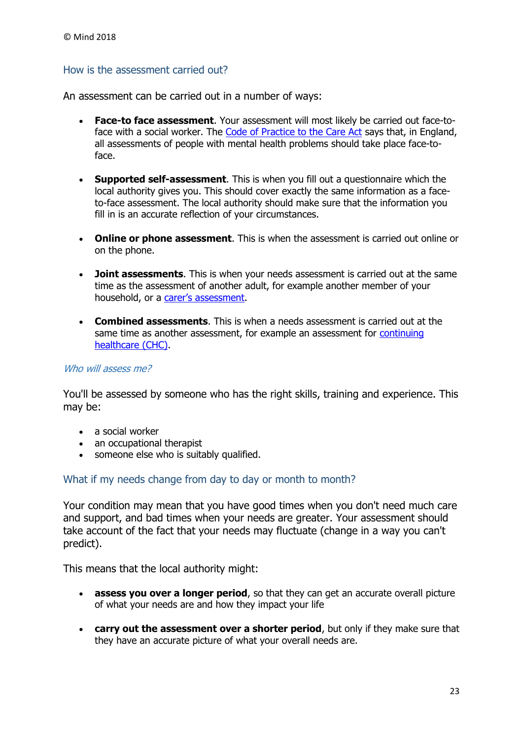© Mind 2018

## How is the assessment carried out?

An assessment can be carried out in a number of ways:

- **Face-to face assessment**. Your assessment will most likely be carried out face-to-face with a social worker. The Code of Practice to the Care Act says that, in England, all assessments of people with mental health problems should take place face-to-face.
- **Supported self-assessment**. This is when you fill out a questionnaire which the local authority gives you. This should cover exactly the same information as a face-to-face assessment. The local authority should make sure that the information you fill in is an accurate reflection of your circumstances.
- **Online or phone assessment**. This is when the assessment is carried out online or on the phone.
- **Joint assessments**. This is when your needs assessment is carried out at the same time as the assessment of another adult, for example another member of your household, or a carer's assessment.
- **Combined assessments**. This is when a needs assessment is carried out at the same time as another assessment, for example an assessment for continuing healthcare (CHC).

### *Who will assess me?*

You'll be assessed by someone who has the right skills, training and experience. This may be:

- a social worker
- an occupational therapist
- someone else who is suitably qualified.

## What if my needs change from day to day or month to month?

Your condition may mean that you have good times when you don't need much care and support, and bad times when your needs are greater. Your assessment should take account of the fact that your needs may fluctuate (change in a way you can't predict).

This means that the local authority might:

- **assess you over a longer period**, so that they can get an accurate overall picture of what your needs are and how they impact your life
- **carry out the assessment over a shorter period**, but only if they make sure that they have an accurate picture of what your overall needs are.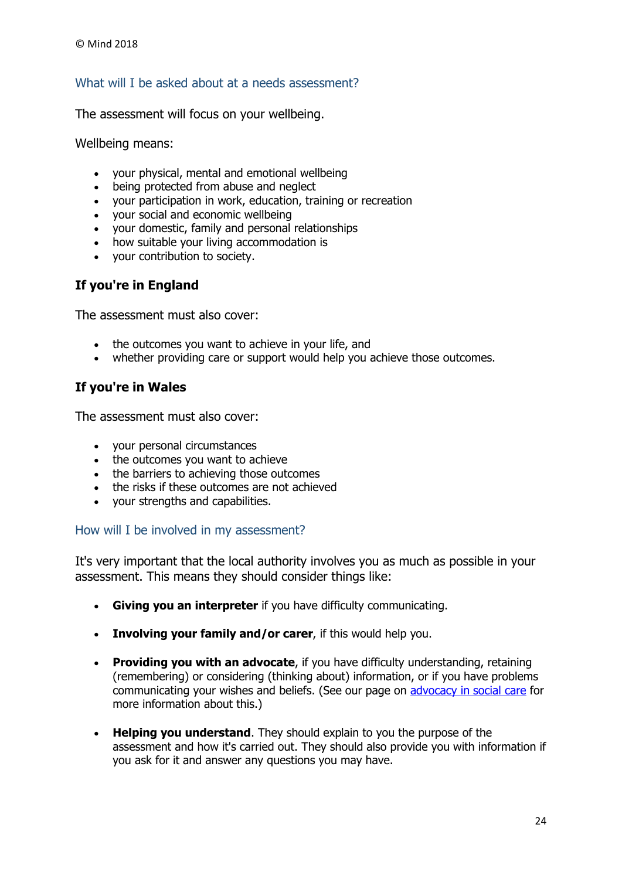## What will I be asked about at a needs assessment?

The assessment will focus on your wellbeing.

Wellbeing means:

- your physical, mental and emotional wellbeing
- being protected from abuse and neglect
- your participation in work, education, training or recreation
- your social and economic wellbeing
- your domestic, family and personal relationships
- how suitable your living accommodation is
- your contribution to society.

### If you're in England

The assessment must also cover:

- the outcomes you want to achieve in your life, and
- whether providing care or support would help you achieve those outcomes.

### If you're in Wales

The assessment must also cover:

- your personal circumstances
- the outcomes you want to achieve
- the barriers to achieving those outcomes
- the risks if these outcomes are not achieved
- your strengths and capabilities.

## How will I be involved in my assessment?

It's very important that the local authority involves you as much as possible in your assessment. This means they should consider things like:

- **Giving you an interpreter** if you have difficulty communicating.
- **Involving your family and/or carer**, if this would help you.
- **Providing you with an advocate**, if you have difficulty understanding, retaining (remembering) or considering (thinking about) information, or if you have problems communicating your wishes and beliefs. (See our page on advocacy in social care for more information about this.)
- **Helping you understand**. They should explain to you the purpose of the assessment and how it's carried out. They should also provide you with information if you ask for it and answer any questions you may have.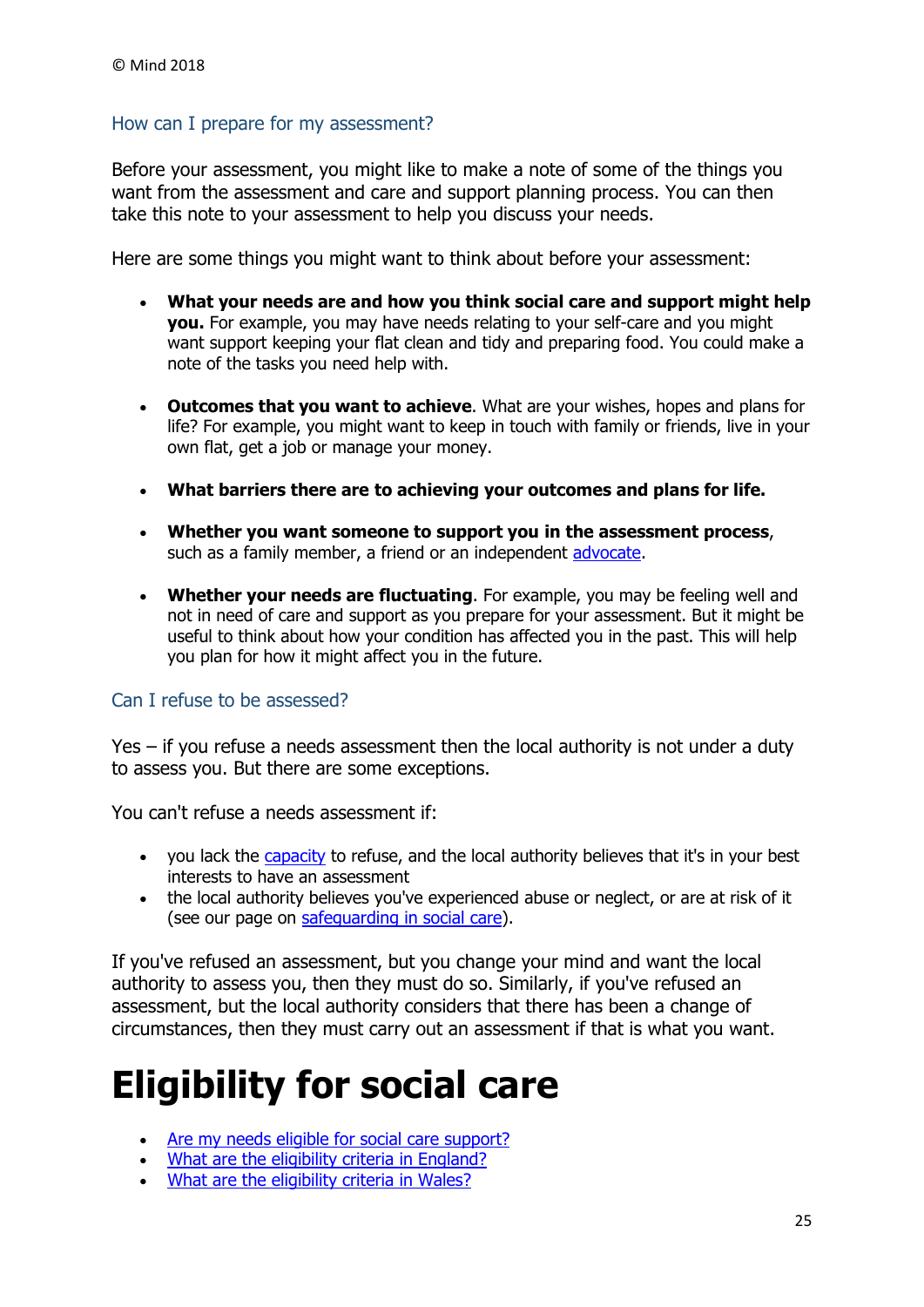© Mind 2018

### How can I prepare for my assessment?

Before your assessment, you might like to make a note of some of the things you want from the assessment and care and support planning process. You can then take this note to your assessment to help you discuss your needs.

Here are some things you might want to think about before your assessment:

- **What your needs are and how you think social care and support might help you.** For example, you may have needs relating to your self-care and you might want support keeping your flat clean and tidy and preparing food. You could make a note of the tasks you need help with.

- **Outcomes that you want to achieve**. What are your wishes, hopes and plans for life? For example, you might want to keep in touch with family or friends, live in your own flat, get a job or manage your money.

- **What barriers there are to achieving your outcomes and plans for life.**

- **Whether you want someone to support you in the assessment process**, such as a family member, a friend or an independent advocate.

- **Whether your needs are fluctuating**. For example, you may be feeling well and not in need of care and support as you prepare for your assessment. But it might be useful to think about how your condition has affected you in the past. This will help you plan for how it might affect you in the future.

### Can I refuse to be assessed?

Yes – if you refuse a needs assessment then the local authority is not under a duty to assess you. But there are some exceptions.

You can't refuse a needs assessment if:

- you lack the capacity to refuse, and the local authority believes that it's in your best interests to have an assessment
- the local authority believes you've experienced abuse or neglect, or are at risk of it (see our page on safeguarding in social care).

If you've refused an assessment, but you change your mind and want the local authority to assess you, then they must do so. Similarly, if you've refused an assessment, but the local authority considers that there has been a change of circumstances, then they must carry out an assessment if that is what you want.

# Eligibility for social care

- Are my needs eligible for social care support?
- What are the eligibility criteria in England?
- What are the eligibility criteria in Wales?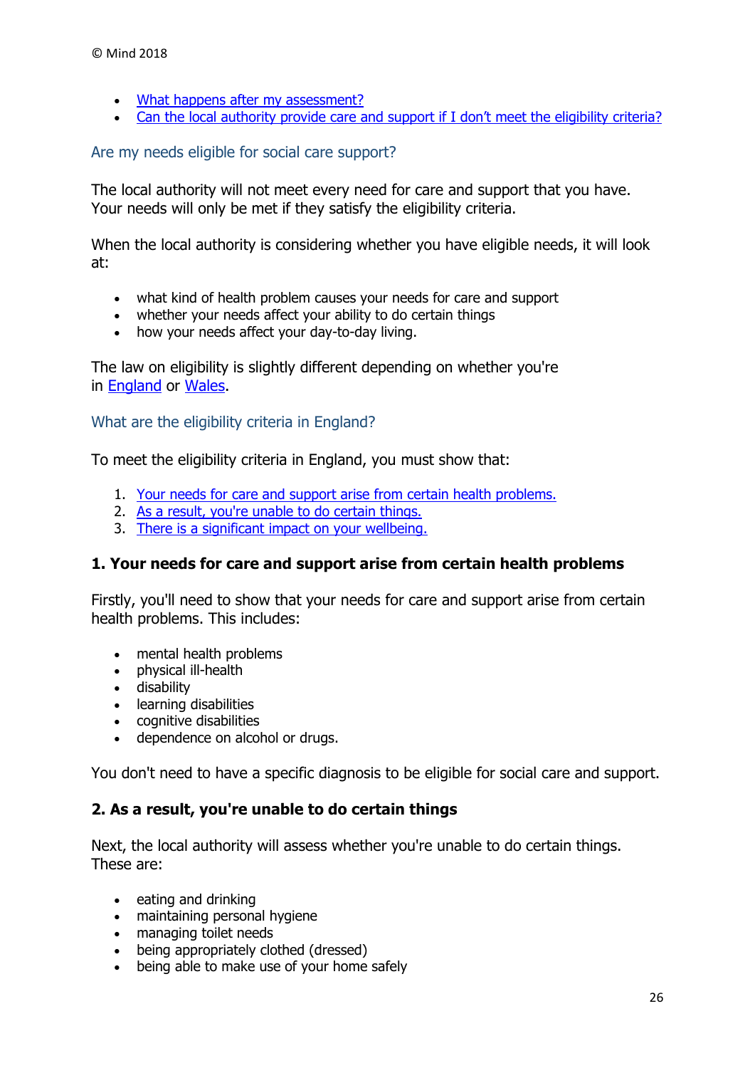- What happens after my assessment?
- Can the local authority provide care and support if I don't meet the eligibility criteria?

## Are my needs eligible for social care support?

The local authority will not meet every need for care and support that you have. Your needs will only be met if they satisfy the eligibility criteria.

When the local authority is considering whether you have eligible needs, it will look at:

- what kind of health problem causes your needs for care and support
- whether your needs affect your ability to do certain things
- how your needs affect your day-to-day living.

The law on eligibility is slightly different depending on whether you're in England or Wales.

## What are the eligibility criteria in England?

To meet the eligibility criteria in England, you must show that:

1. Your needs for care and support arise from certain health problems.
2. As a result, you're unable to do certain things.
3. There is a significant impact on your wellbeing.

### 1. Your needs for care and support arise from certain health problems

Firstly, you'll need to show that your needs for care and support arise from certain health problems. This includes:

- mental health problems
- physical ill-health
- disability
- learning disabilities
- cognitive disabilities
- dependence on alcohol or drugs.

You don't need to have a specific diagnosis to be eligible for social care and support.

### 2. As a result, you're unable to do certain things

Next, the local authority will assess whether you're unable to do certain things. These are:

- eating and drinking
- maintaining personal hygiene
- managing toilet needs
- being appropriately clothed (dressed)
- being able to make use of your home safely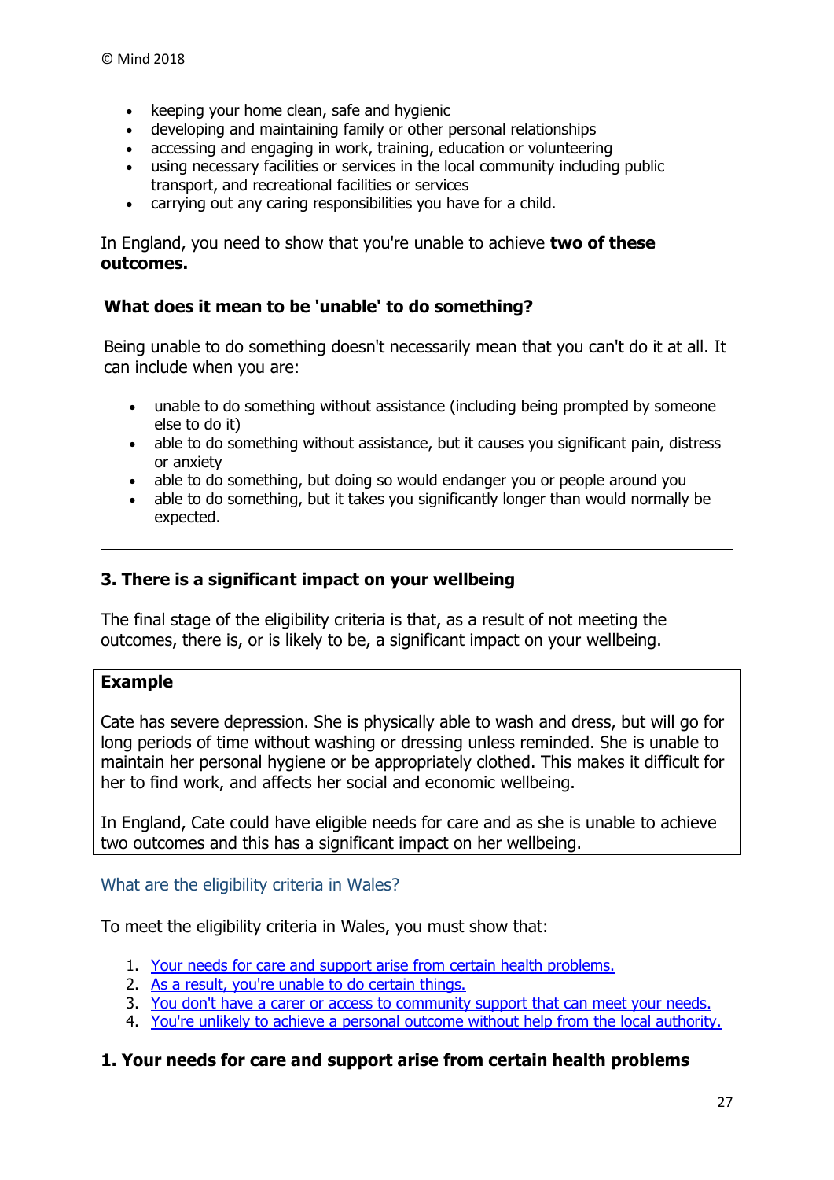- keeping your home clean, safe and hygienic
- developing and maintaining family or other personal relationships
- accessing and engaging in work, training, education or volunteering
- using necessary facilities or services in the local community including public transport, and recreational facilities or services
- carrying out any caring responsibilities you have for a child.

In England, you need to show that you're unable to achieve **two of these outcomes.**

> **What does it mean to be 'unable' to do something?**
>
> Being unable to do something doesn't necessarily mean that you can't do it at all. It can include when you are:
>
> - unable to do something without assistance (including being prompted by someone else to do it)
> - able to do something without assistance, but it causes you significant pain, distress or anxiety
> - able to do something, but doing so would endanger you or people around you
> - able to do something, but it takes you significantly longer than would normally be expected.

### 3. There is a significant impact on your wellbeing

The final stage of the eligibility criteria is that, as a result of not meeting the outcomes, there is, or is likely to be, a significant impact on your wellbeing.

> **Example**
>
> Cate has severe depression. She is physically able to wash and dress, but will go for long periods of time without washing or dressing unless reminded. She is unable to maintain her personal hygiene or be appropriately clothed. This makes it difficult for her to find work, and affects her social and economic wellbeing.
>
> In England, Cate could have eligible needs for care and as she is unable to achieve two outcomes and this has a significant impact on her wellbeing.

## What are the eligibility criteria in Wales?

To meet the eligibility criteria in Wales, you must show that:

1. Your needs for care and support arise from certain health problems.
2. As a result, you're unable to do certain things.
3. You don't have a carer or access to community support that can meet your needs.
4. You're unlikely to achieve a personal outcome without help from the local authority.

### 1. Your needs for care and support arise from certain health problems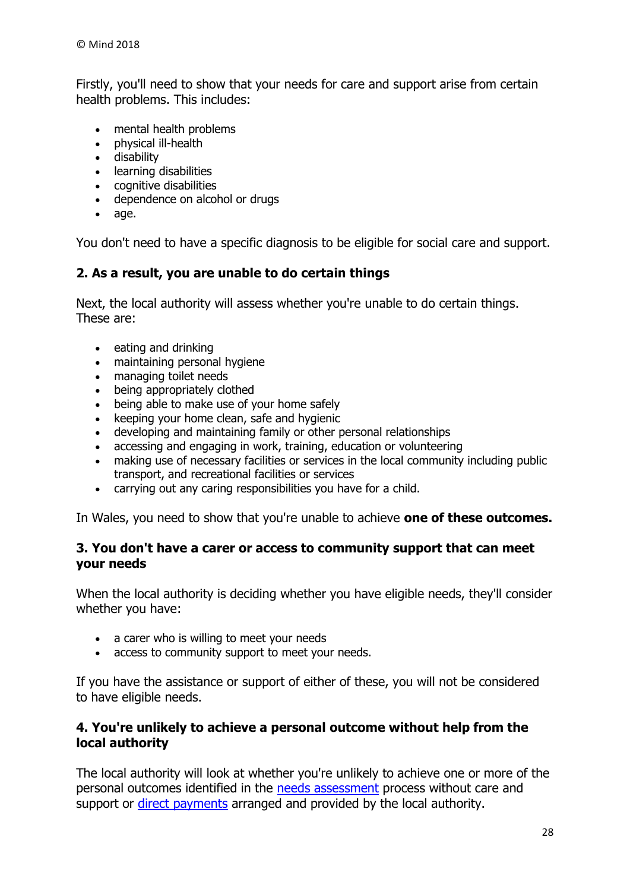Firstly, you'll need to show that your needs for care and support arise from certain health problems. This includes:

- mental health problems
- physical ill-health
- disability
- learning disabilities
- cognitive disabilities
- dependence on alcohol or drugs
- age.

You don't need to have a specific diagnosis to be eligible for social care and support.

### 2. As a result, you are unable to do certain things

Next, the local authority will assess whether you're unable to do certain things. These are:

- eating and drinking
- maintaining personal hygiene
- managing toilet needs
- being appropriately clothed
- being able to make use of your home safely
- keeping your home clean, safe and hygienic
- developing and maintaining family or other personal relationships
- accessing and engaging in work, training, education or volunteering
- making use of necessary facilities or services in the local community including public transport, and recreational facilities or services
- carrying out any caring responsibilities you have for a child.

In Wales, you need to show that you're unable to achieve **one of these outcomes.**

### 3. You don't have a carer or access to community support that can meet your needs

When the local authority is deciding whether you have eligible needs, they'll consider whether you have:

- a carer who is willing to meet your needs
- access to community support to meet your needs.

If you have the assistance or support of either of these, you will not be considered to have eligible needs.

### 4. You're unlikely to achieve a personal outcome without help from the local authority

The local authority will look at whether you're unlikely to achieve one or more of the personal outcomes identified in the needs assessment process without care and support or direct payments arranged and provided by the local authority.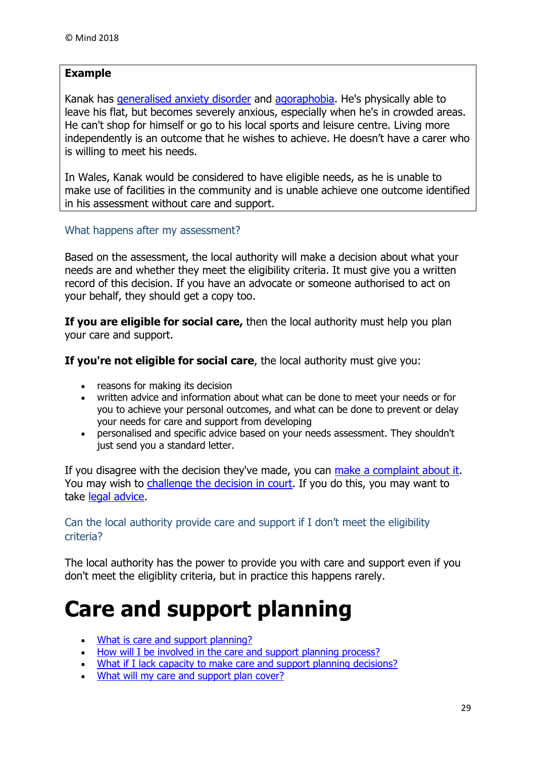**Example**

Kanak has generalised anxiety disorder and agoraphobia. He's physically able to leave his flat, but becomes severely anxious, especially when he's in crowded areas. He can't shop for himself or go to his local sports and leisure centre. Living more independently is an outcome that he wishes to achieve. He doesn't have a carer who is willing to meet his needs.

In Wales, Kanak would be considered to have eligible needs, as he is unable to make use of facilities in the community and is unable achieve one outcome identified in his assessment without care and support.

### What happens after my assessment?

Based on the assessment, the local authority will make a decision about what your needs are and whether they meet the eligibility criteria. It must give you a written record of this decision. If you have an advocate or someone authorised to act on your behalf, they should get a copy too.

**If you are eligible for social care,** then the local authority must help you plan your care and support.

**If you're not eligible for social care**, the local authority must give you:

- reasons for making its decision
- written advice and information about what can be done to meet your needs or for you to achieve your personal outcomes, and what can be done to prevent or delay your needs for care and support from developing
- personalised and specific advice based on your needs assessment. They shouldn't just send you a standard letter.

If you disagree with the decision they've made, you can make a complaint about it. You may wish to challenge the decision in court. If you do this, you may want to take legal advice.

### Can the local authority provide care and support if I don't meet the eligibility criteria?

The local authority has the power to provide you with care and support even if you don't meet the eligiblity criteria, but in practice this happens rarely.

# Care and support planning

- What is care and support planning?
- How will I be involved in the care and support planning process?
- What if I lack capacity to make care and support planning decisions?
- What will my care and support plan cover?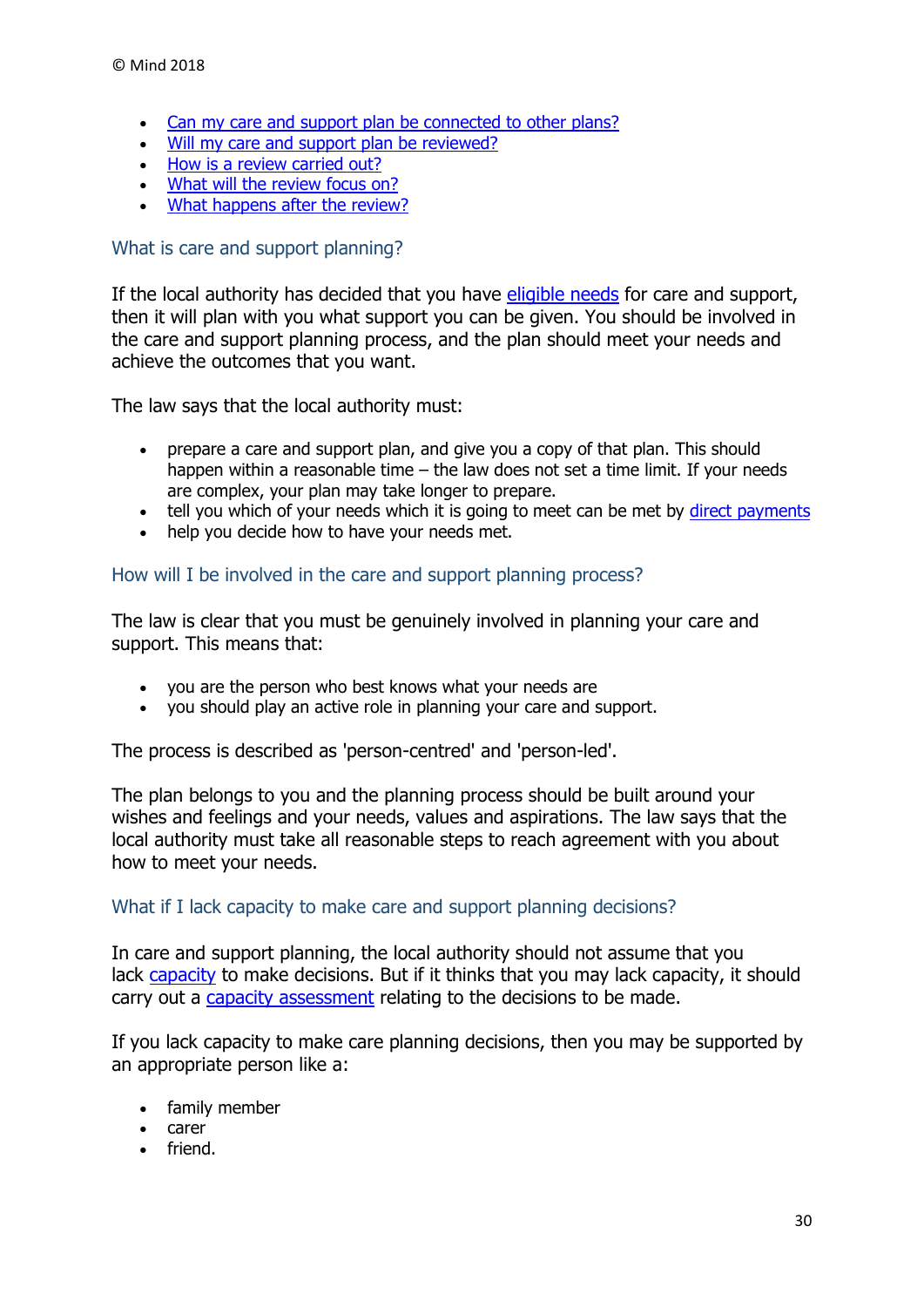- Can my care and support plan be connected to other plans?
- Will my care and support plan be reviewed?
- How is a review carried out?
- What will the review focus on?
- What happens after the review?

## What is care and support planning?

If the local authority has decided that you have eligible needs for care and support, then it will plan with you what support you can be given. You should be involved in the care and support planning process, and the plan should meet your needs and achieve the outcomes that you want.

The law says that the local authority must:

- prepare a care and support plan, and give you a copy of that plan. This should happen within a reasonable time – the law does not set a time limit. If your needs are complex, your plan may take longer to prepare.
- tell you which of your needs which it is going to meet can be met by direct payments
- help you decide how to have your needs met.

## How will I be involved in the care and support planning process?

The law is clear that you must be genuinely involved in planning your care and support. This means that:

- you are the person who best knows what your needs are
- you should play an active role in planning your care and support.

The process is described as 'person-centred' and 'person-led'.

The plan belongs to you and the planning process should be built around your wishes and feelings and your needs, values and aspirations. The law says that the local authority must take all reasonable steps to reach agreement with you about how to meet your needs.

## What if I lack capacity to make care and support planning decisions?

In care and support planning, the local authority should not assume that you lack capacity to make decisions. But if it thinks that you may lack capacity, it should carry out a capacity assessment relating to the decisions to be made.

If you lack capacity to make care planning decisions, then you may be supported by an appropriate person like a:

- family member
- carer
- friend.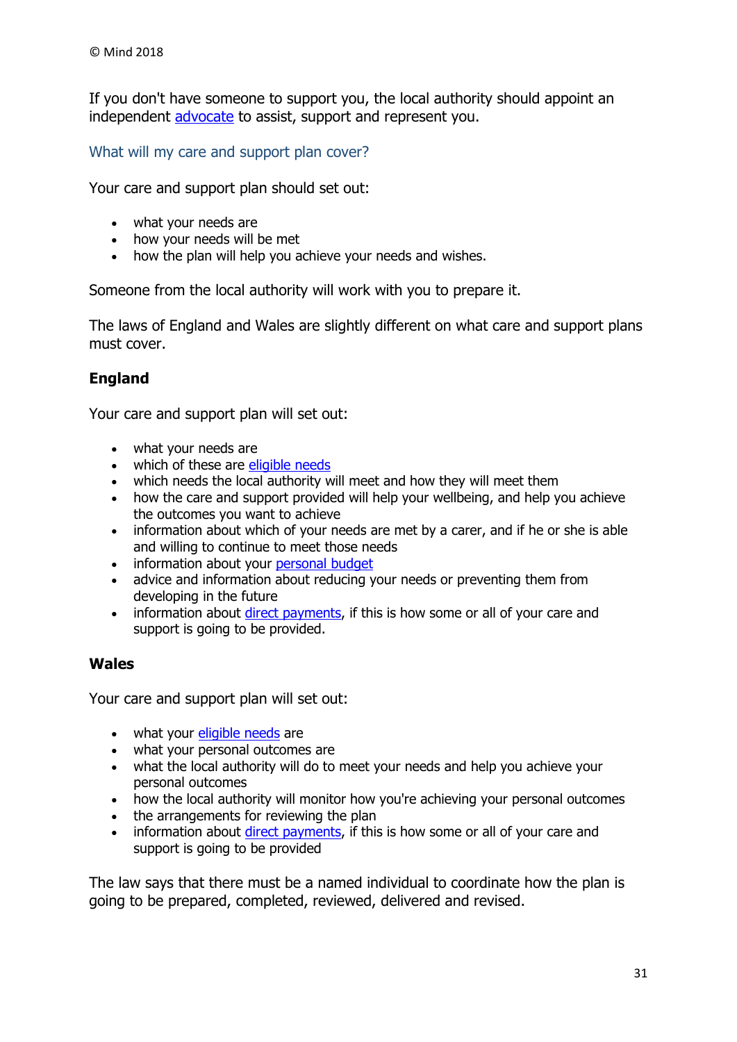If you don't have someone to support you, the local authority should appoint an independent advocate to assist, support and represent you.

## What will my care and support plan cover?

Your care and support plan should set out:

- what your needs are
- how your needs will be met
- how the plan will help you achieve your needs and wishes.

Someone from the local authority will work with you to prepare it.

The laws of England and Wales are slightly different on what care and support plans must cover.

### England

Your care and support plan will set out:

- what your needs are
- which of these are eligible needs
- which needs the local authority will meet and how they will meet them
- how the care and support provided will help your wellbeing, and help you achieve the outcomes you want to achieve
- information about which of your needs are met by a carer, and if he or she is able and willing to continue to meet those needs
- information about your personal budget
- advice and information about reducing your needs or preventing them from developing in the future
- information about direct payments, if this is how some or all of your care and support is going to be provided.

### Wales

Your care and support plan will set out:

- what your eligible needs are
- what your personal outcomes are
- what the local authority will do to meet your needs and help you achieve your personal outcomes
- how the local authority will monitor how you're achieving your personal outcomes
- the arrangements for reviewing the plan
- information about direct payments, if this is how some or all of your care and support is going to be provided

The law says that there must be a named individual to coordinate how the plan is going to be prepared, completed, reviewed, delivered and revised.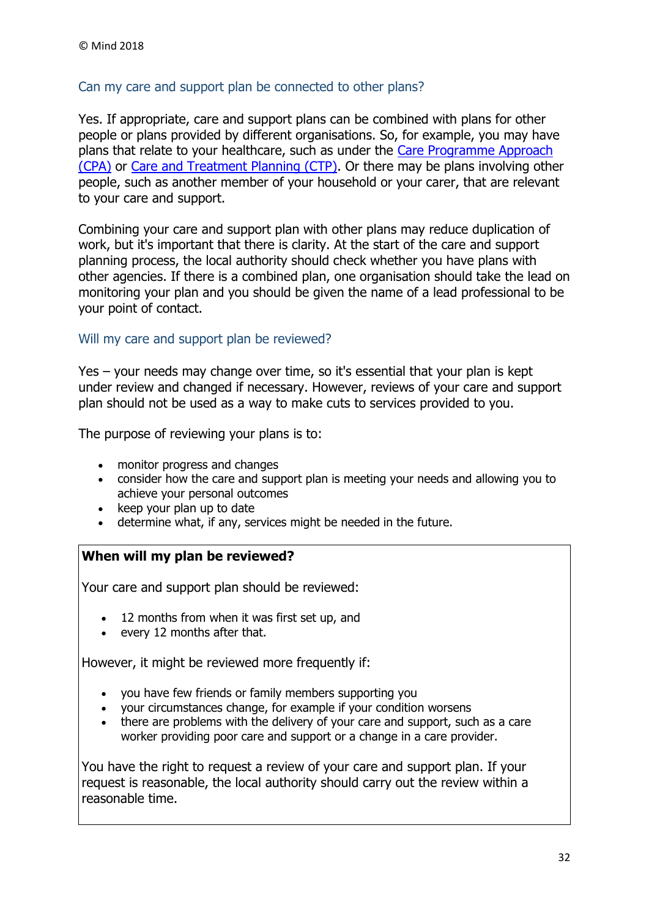© Mind 2018

## Can my care and support plan be connected to other plans?

Yes. If appropriate, care and support plans can be combined with plans for other people or plans provided by different organisations. So, for example, you may have plans that relate to your healthcare, such as under the Care Programme Approach (CPA) or Care and Treatment Planning (CTP). Or there may be plans involving other people, such as another member of your household or your carer, that are relevant to your care and support.

Combining your care and support plan with other plans may reduce duplication of work, but it's important that there is clarity. At the start of the care and support planning process, the local authority should check whether you have plans with other agencies. If there is a combined plan, one organisation should take the lead on monitoring your plan and you should be given the name of a lead professional to be your point of contact.

## Will my care and support plan be reviewed?

Yes – your needs may change over time, so it's essential that your plan is kept under review and changed if necessary. However, reviews of your care and support plan should not be used as a way to make cuts to services provided to you.

The purpose of reviewing your plans is to:

- monitor progress and changes
- consider how the care and support plan is meeting your needs and allowing you to achieve your personal outcomes
- keep your plan up to date
- determine what, if any, services might be needed in the future.

**When will my plan be reviewed?**

Your care and support plan should be reviewed:

- 12 months from when it was first set up, and
- every 12 months after that.

However, it might be reviewed more frequently if:

- you have few friends or family members supporting you
- your circumstances change, for example if your condition worsens
- there are problems with the delivery of your care and support, such as a care worker providing poor care and support or a change in a care provider.

You have the right to request a review of your care and support plan. If your request is reasonable, the local authority should carry out the review within a reasonable time.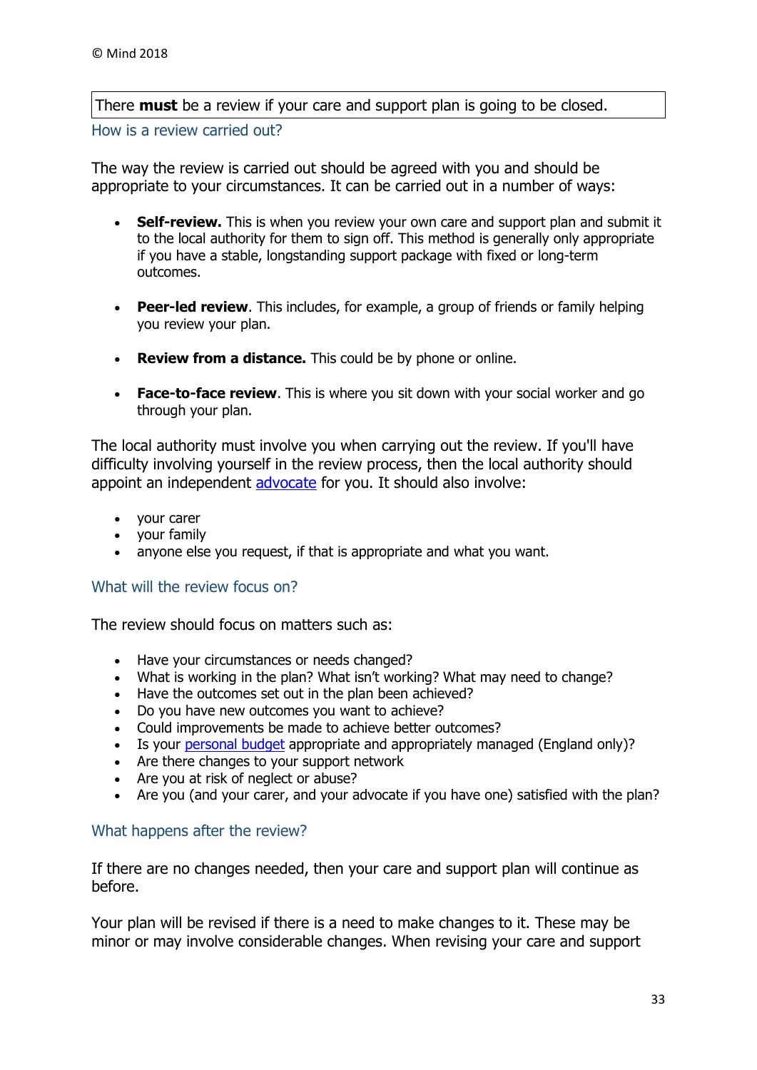There **must** be a review if your care and support plan is going to be closed.

### How is a review carried out?

The way the review is carried out should be agreed with you and should be appropriate to your circumstances. It can be carried out in a number of ways:

- **Self-review.** This is when you review your own care and support plan and submit it to the local authority for them to sign off. This method is generally only appropriate if you have a stable, longstanding support package with fixed or long-term outcomes.

- **Peer-led review**. This includes, for example, a group of friends or family helping you review your plan.

- **Review from a distance.** This could be by phone or online.

- **Face-to-face review**. This is where you sit down with your social worker and go through your plan.

The local authority must involve you when carrying out the review. If you'll have difficulty involving yourself in the review process, then the local authority should appoint an independent advocate for you. It should also involve:

- your carer
- your family
- anyone else you request, if that is appropriate and what you want.

### What will the review focus on?

The review should focus on matters such as:

- Have your circumstances or needs changed?
- What is working in the plan? What isn't working? What may need to change?
- Have the outcomes set out in the plan been achieved?
- Do you have new outcomes you want to achieve?
- Could improvements be made to achieve better outcomes?
- Is your personal budget appropriate and appropriately managed (England only)?
- Are there changes to your support network
- Are you at risk of neglect or abuse?
- Are you (and your carer, and your advocate if you have one) satisfied with the plan?

### What happens after the review?

If there are no changes needed, then your care and support plan will continue as before.

Your plan will be revised if there is a need to make changes to it. These may be minor or may involve considerable changes. When revising your care and support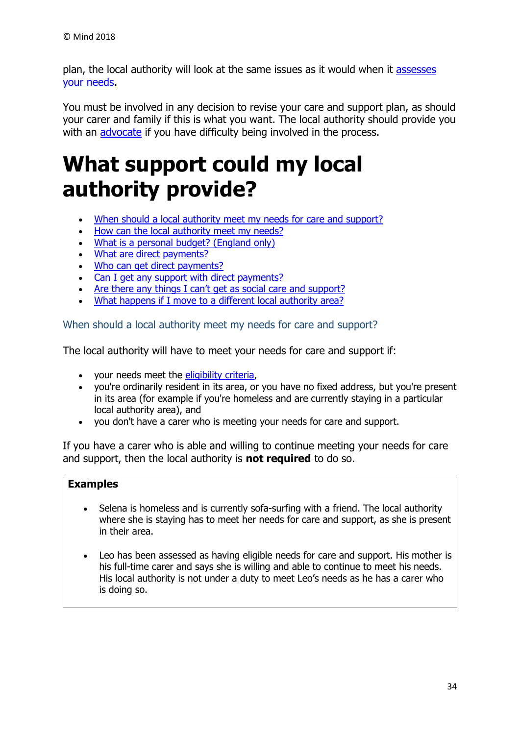plan, the local authority will look at the same issues as it would when it assesses your needs.

You must be involved in any decision to revise your care and support plan, as should your carer and family if this is what you want. The local authority should provide you with an advocate if you have difficulty being involved in the process.

# What support could my local authority provide?

- When should a local authority meet my needs for care and support?
- How can the local authority meet my needs?
- What is a personal budget? (England only)
- What are direct payments?
- Who can get direct payments?
- Can I get any support with direct payments?
- Are there any things I can't get as social care and support?
- What happens if I move to a different local authority area?

## When should a local authority meet my needs for care and support?

The local authority will have to meet your needs for care and support if:

- your needs meet the eligibility criteria,
- you're ordinarily resident in its area, or you have no fixed address, but you're present in its area (for example if you're homeless and are currently staying in a particular local authority area), and
- you don't have a carer who is meeting your needs for care and support.

If you have a carer who is able and willing to continue meeting your needs for care and support, then the local authority is **not required** to do so.

**Examples**

- Selena is homeless and is currently sofa-surfing with a friend. The local authority where she is staying has to meet her needs for care and support, as she is present in their area.

- Leo has been assessed as having eligible needs for care and support. His mother is his full-time carer and says she is willing and able to continue to meet his needs. His local authority is not under a duty to meet Leo's needs as he has a carer who is doing so.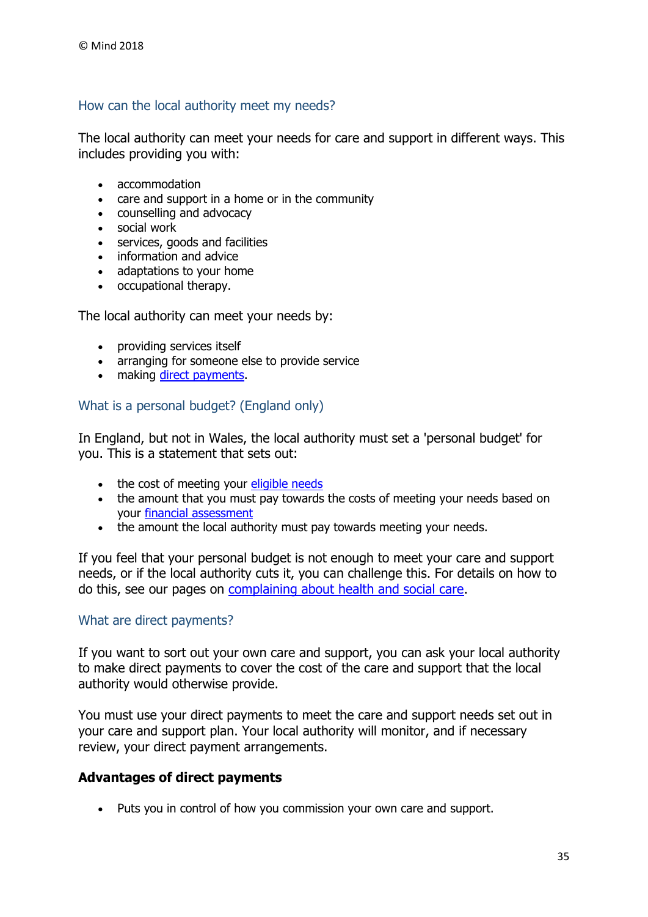## How can the local authority meet my needs?

The local authority can meet your needs for care and support in different ways. This includes providing you with:

- accommodation
- care and support in a home or in the community
- counselling and advocacy
- social work
- services, goods and facilities
- information and advice
- adaptations to your home
- occupational therapy.

The local authority can meet your needs by:

- providing services itself
- arranging for someone else to provide service
- making direct payments.

## What is a personal budget? (England only)

In England, but not in Wales, the local authority must set a 'personal budget' for you. This is a statement that sets out:

- the cost of meeting your eligible needs
- the amount that you must pay towards the costs of meeting your needs based on your financial assessment
- the amount the local authority must pay towards meeting your needs.

If you feel that your personal budget is not enough to meet your care and support needs, or if the local authority cuts it, you can challenge this. For details on how to do this, see our pages on complaining about health and social care.

## What are direct payments?

If you want to sort out your own care and support, you can ask your local authority to make direct payments to cover the cost of the care and support that the local authority would otherwise provide.

You must use your direct payments to meet the care and support needs set out in your care and support plan. Your local authority will monitor, and if necessary review, your direct payment arrangements.

**Advantages of direct payments**

- Puts you in control of how you commission your own care and support.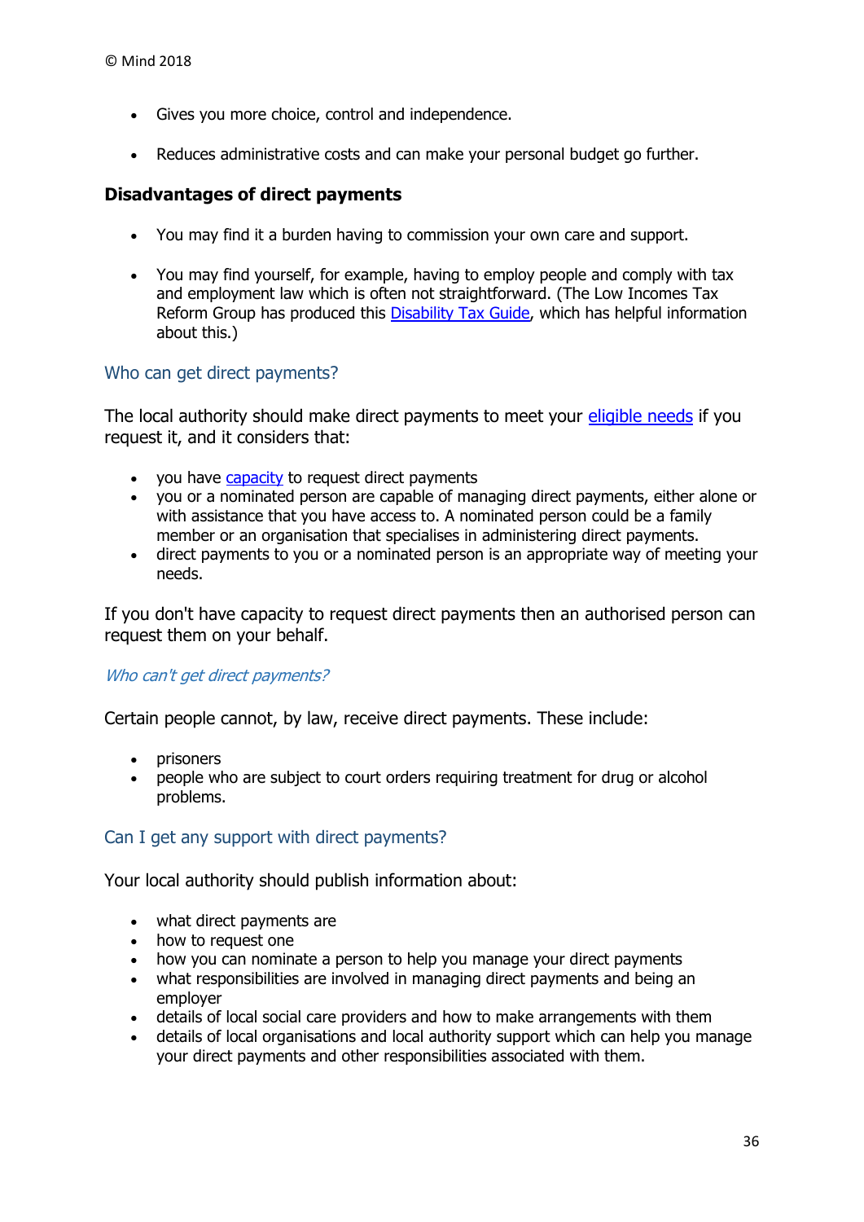- Gives you more choice, control and independence.

- Reduces administrative costs and can make your personal budget go further.

### Disadvantages of direct payments

- You may find it a burden having to commission your own care and support.

- You may find yourself, for example, having to employ people and comply with tax and employment law which is often not straightforward. (The Low Incomes Tax Reform Group has produced this Disability Tax Guide, which has helpful information about this.)

## Who can get direct payments?

The local authority should make direct payments to meet your eligible needs if you request it, and it considers that:

- you have capacity to request direct payments
- you or a nominated person are capable of managing direct payments, either alone or with assistance that you have access to. A nominated person could be a family member or an organisation that specialises in administering direct payments.
- direct payments to you or a nominated person is an appropriate way of meeting your needs.

If you don't have capacity to request direct payments then an authorised person can request them on your behalf.

### *Who can't get direct payments?*

Certain people cannot, by law, receive direct payments. These include:

- prisoners
- people who are subject to court orders requiring treatment for drug or alcohol problems.

## Can I get any support with direct payments?

Your local authority should publish information about:

- what direct payments are
- how to request one
- how you can nominate a person to help you manage your direct payments
- what responsibilities are involved in managing direct payments and being an employer
- details of local social care providers and how to make arrangements with them
- details of local organisations and local authority support which can help you manage your direct payments and other responsibilities associated with them.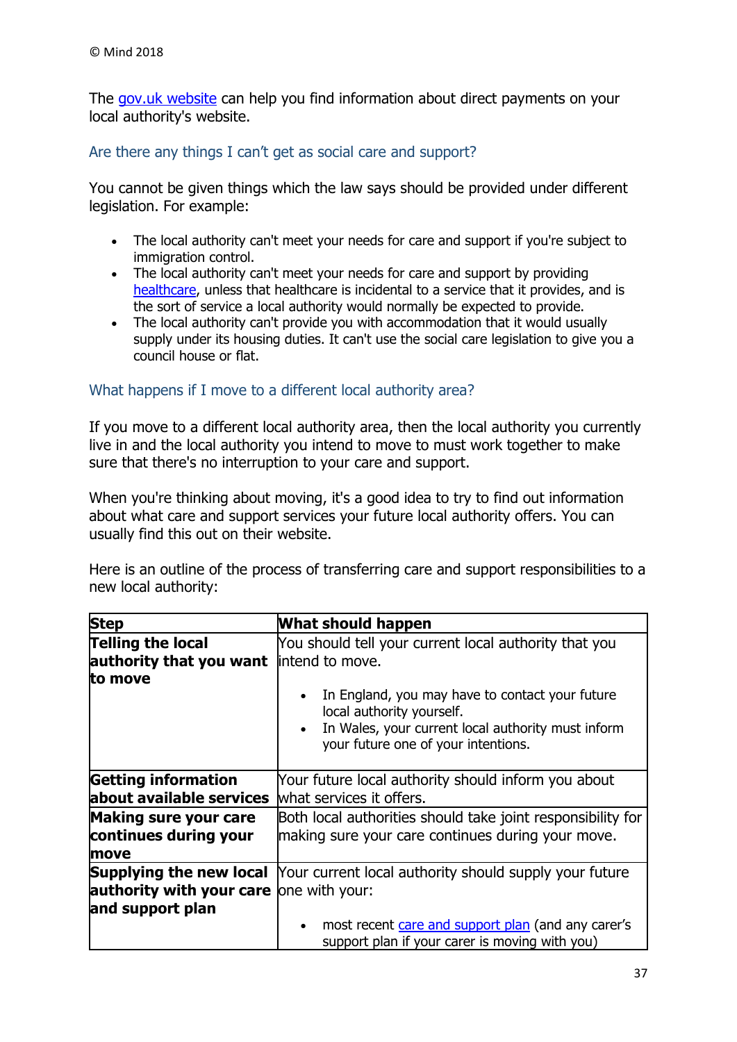© Mind 2018

The gov.uk website can help you find information about direct payments on your local authority's website.

### Are there any things I can't get as social care and support?

You cannot be given things which the law says should be provided under different legislation. For example:

- The local authority can't meet your needs for care and support if you're subject to immigration control.
- The local authority can't meet your needs for care and support by providing healthcare, unless that healthcare is incidental to a service that it provides, and is the sort of service a local authority would normally be expected to provide.
- The local authority can't provide you with accommodation that it would usually supply under its housing duties. It can't use the social care legislation to give you a council house or flat.

### What happens if I move to a different local authority area?

If you move to a different local authority area, then the local authority you currently live in and the local authority you intend to move to must work together to make sure that there's no interruption to your care and support.

When you're thinking about moving, it's a good idea to try to find out information about what care and support services your future local authority offers. You can usually find this out on their website.

Here is an outline of the process of transferring care and support responsibilities to a new local authority:

| Step | What should happen |
|---|---|
| **Telling the local authority that you want to move** | You should tell your current local authority that you intend to move.<br>• In England, you may have to contact your future local authority yourself.<br>• In Wales, your current local authority must inform your future one of your intentions. |
| **Getting information about available services** | Your future local authority should inform you about what services it offers. |
| **Making sure your care continues during your move** | Both local authorities should take joint responsibility for making sure your care continues during your move. |
| **Supplying the new local authority with your care and support plan** | Your current local authority should supply your future one with your:<br>• most recent care and support plan (and any carer's support plan if your carer is moving with you) |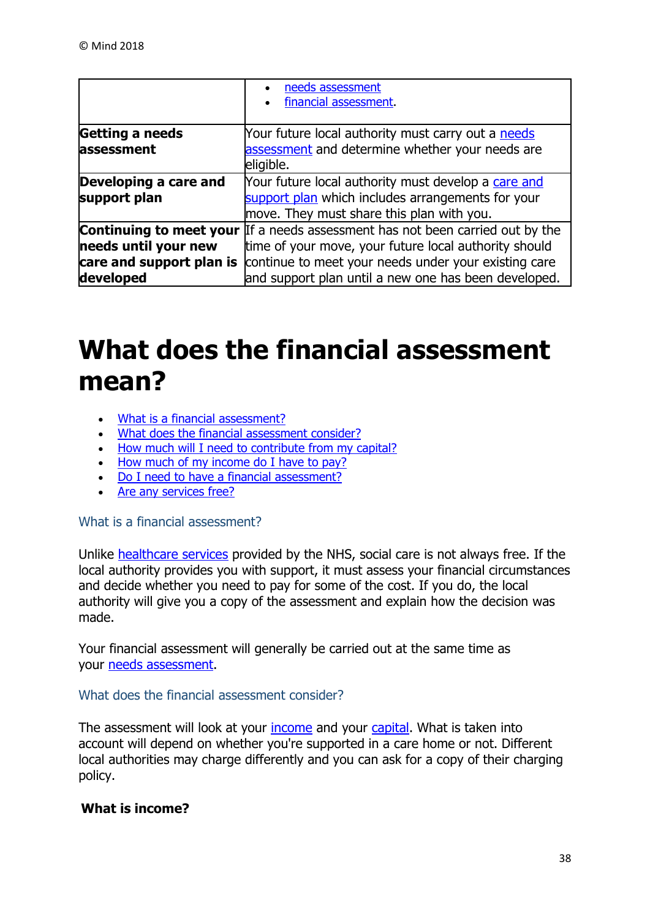| | |
|---|---|
| | • needs assessment<br>• financial assessment. |
| **Getting a needs assessment** | Your future local authority must carry out a needs assessment and determine whether your needs are eligible. |
| **Developing a care and support plan** | Your future local authority must develop a care and support plan which includes arrangements for your move. They must share this plan with you. |
| **Continuing to meet your needs until your new care and support plan is developed** | If a needs assessment has not been carried out by the time of your move, your future local authority should continue to meet your needs under your existing care and support plan until a new one has been developed. |

# What does the financial assessment mean?

- What is a financial assessment?
- What does the financial assessment consider?
- How much will I need to contribute from my capital?
- How much of my income do I have to pay?
- Do I need to have a financial assessment?
- Are any services free?

## What is a financial assessment?

Unlike healthcare services provided by the NHS, social care is not always free. If the local authority provides you with support, it must assess your financial circumstances and decide whether you need to pay for some of the cost. If you do, the local authority will give you a copy of the assessment and explain how the decision was made.

Your financial assessment will generally be carried out at the same time as your needs assessment.

## What does the financial assessment consider?

The assessment will look at your income and your capital. What is taken into account will depend on whether you're supported in a care home or not. Different local authorities may charge differently and you can ask for a copy of their charging policy.

### What is income?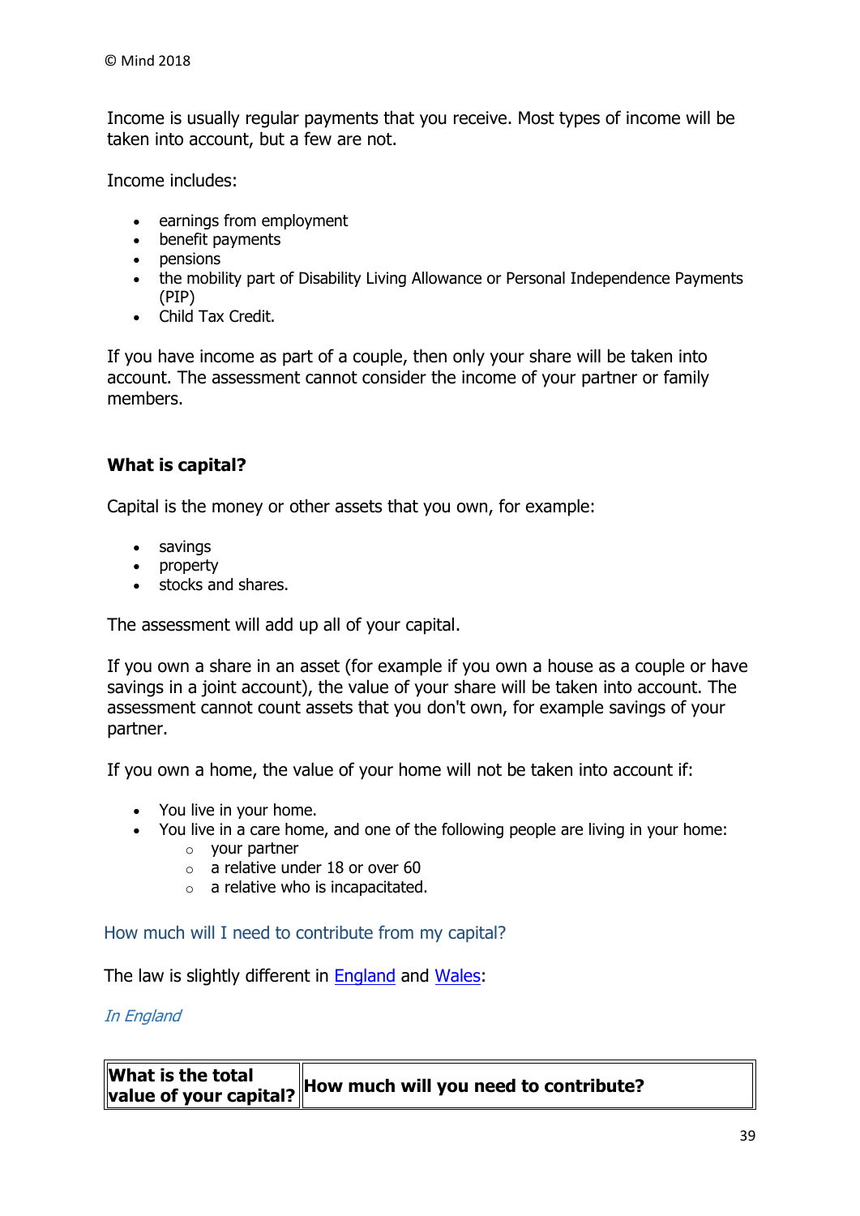© Mind 2018

Income is usually regular payments that you receive. Most types of income will be taken into account, but a few are not.

Income includes:

- earnings from employment
- benefit payments
- pensions
- the mobility part of Disability Living Allowance or Personal Independence Payments (PIP)
- Child Tax Credit.

If you have income as part of a couple, then only your share will be taken into account. The assessment cannot consider the income of your partner or family members.

### What is capital?

Capital is the money or other assets that you own, for example:

- savings
- property
- stocks and shares.

The assessment will add up all of your capital.

If you own a share in an asset (for example if you own a house as a couple or have savings in a joint account), the value of your share will be taken into account. The assessment cannot count assets that you don't own, for example savings of your partner.

If you own a home, the value of your home will not be taken into account if:

- You live in your home.
- You live in a care home, and one of the following people are living in your home:
    - your partner
    - a relative under 18 or over 60
    - a relative who is incapacitated.

## How much will I need to contribute from my capital?

The law is slightly different in England and Wales:

*In England*

| What is the total value of your capital? | How much will you need to contribute? |
| --- | --- |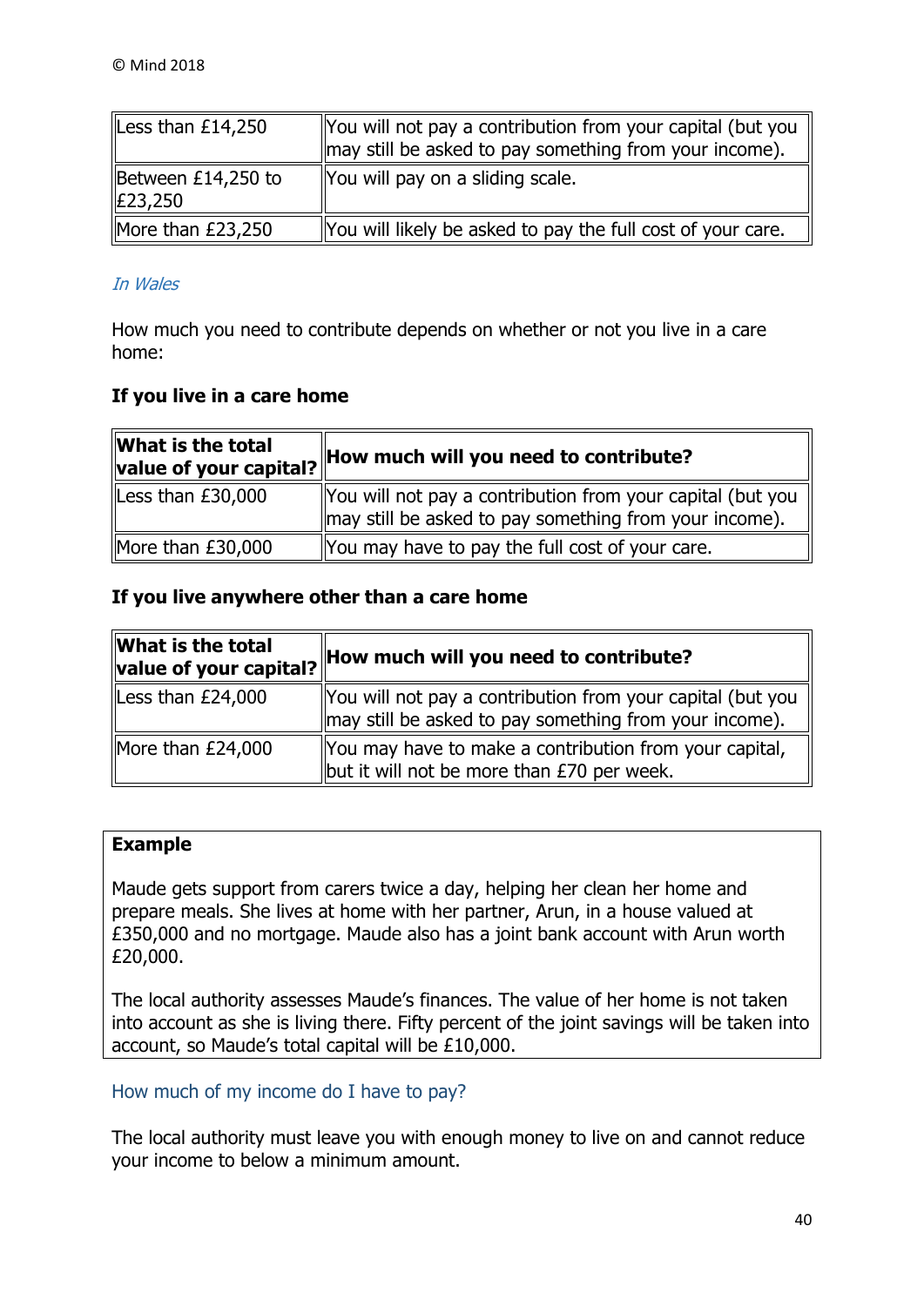| | |
|---|---|
| Less than £14,250 | You will not pay a contribution from your capital (but you may still be asked to pay something from your income). |
| Between £14,250 to £23,250 | You will pay on a sliding scale. |
| More than £23,250 | You will likely be asked to pay the full cost of your care. |

*In Wales*

How much you need to contribute depends on whether or not you live in a care home:

**If you live in a care home**

| What is the total value of your capital? | How much will you need to contribute? |
|---|---|
| Less than £30,000 | You will not pay a contribution from your capital (but you may still be asked to pay something from your income). |
| More than £30,000 | You may have to pay the full cost of your care. |

**If you live anywhere other than a care home**

| What is the total value of your capital? | How much will you need to contribute? |
|---|---|
| Less than £24,000 | You will not pay a contribution from your capital (but you may still be asked to pay something from your income). |
| More than £24,000 | You may have to make a contribution from your capital, but it will not be more than £70 per week. |

**Example**

Maude gets support from carers twice a day, helping her clean her home and prepare meals. She lives at home with her partner, Arun, in a house valued at £350,000 and no mortgage. Maude also has a joint bank account with Arun worth £20,000.

The local authority assesses Maude's finances. The value of her home is not taken into account as she is living there. Fifty percent of the joint savings will be taken into account, so Maude's total capital will be £10,000.

### How much of my income do I have to pay?

The local authority must leave you with enough money to live on and cannot reduce your income to below a minimum amount.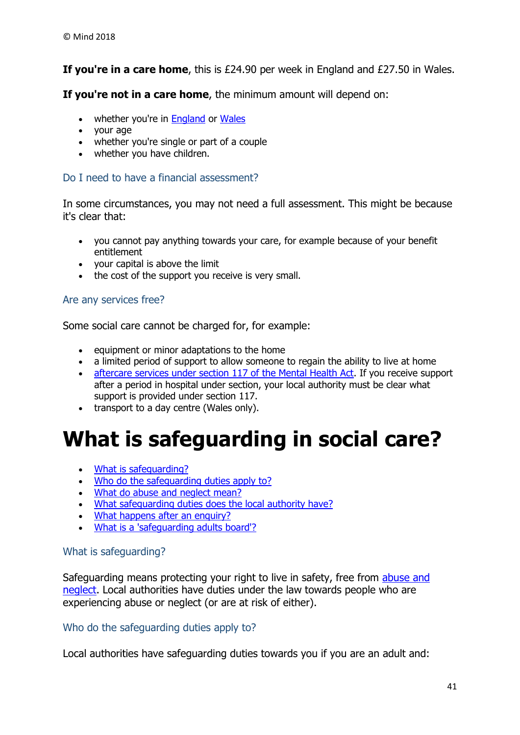© Mind 2018

**If you're in a care home**, this is £24.90 per week in England and £27.50 in Wales.

**If you're not in a care home**, the minimum amount will depend on:

- whether you're in England or Wales
- your age
- whether you're single or part of a couple
- whether you have children.

### Do I need to have a financial assessment?

In some circumstances, you may not need a full assessment. This might be because it's clear that:

- you cannot pay anything towards your care, for example because of your benefit entitlement
- your capital is above the limit
- the cost of the support you receive is very small.

### Are any services free?

Some social care cannot be charged for, for example:

- equipment or minor adaptations to the home
- a limited period of support to allow someone to regain the ability to live at home
- aftercare services under section 117 of the Mental Health Act. If you receive support after a period in hospital under section, your local authority must be clear what support is provided under section 117.
- transport to a day centre (Wales only).

# What is safeguarding in social care?

- What is safeguarding?
- Who do the safeguarding duties apply to?
- What do abuse and neglect mean?
- What safeguarding duties does the local authority have?
- What happens after an enquiry?
- What is a 'safeguarding adults board'?

### What is safeguarding?

Safeguarding means protecting your right to live in safety, free from abuse and neglect. Local authorities have duties under the law towards people who are experiencing abuse or neglect (or are at risk of either).

### Who do the safeguarding duties apply to?

Local authorities have safeguarding duties towards you if you are an adult and: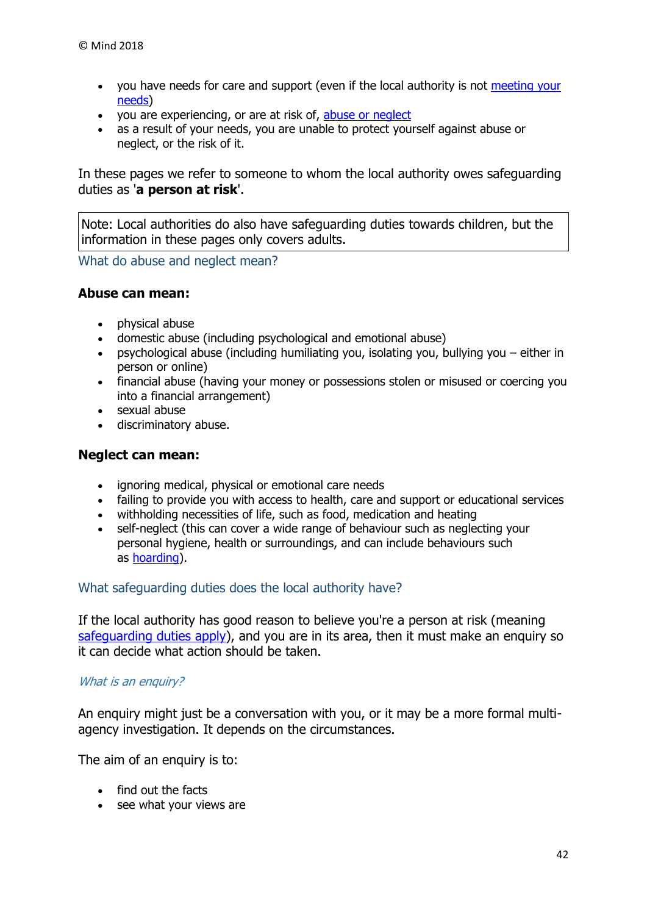- you have needs for care and support (even if the local authority is not meeting your needs)
- you are experiencing, or are at risk of, abuse or neglect
- as a result of your needs, you are unable to protect yourself against abuse or neglect, or the risk of it.

In these pages we refer to someone to whom the local authority owes safeguarding duties as '**a person at risk**'.

> Note: Local authorities do also have safeguarding duties towards children, but the information in these pages only covers adults.

## What do abuse and neglect mean?

**Abuse can mean:**

- physical abuse
- domestic abuse (including psychological and emotional abuse)
- psychological abuse (including humiliating you, isolating you, bullying you – either in person or online)
- financial abuse (having your money or possessions stolen or misused or coercing you into a financial arrangement)
- sexual abuse
- discriminatory abuse.

**Neglect can mean:**

- ignoring medical, physical or emotional care needs
- failing to provide you with access to health, care and support or educational services
- withholding necessities of life, such as food, medication and heating
- self-neglect (this can cover a wide range of behaviour such as neglecting your personal hygiene, health or surroundings, and can include behaviours such as hoarding).

## What safeguarding duties does the local authority have?

If the local authority has good reason to believe you're a person at risk (meaning safeguarding duties apply), and you are in its area, then it must make an enquiry so it can decide what action should be taken.

### *What is an enquiry?*

An enquiry might just be a conversation with you, or it may be a more formal multi-agency investigation. It depends on the circumstances.

The aim of an enquiry is to:

- find out the facts
- see what your views are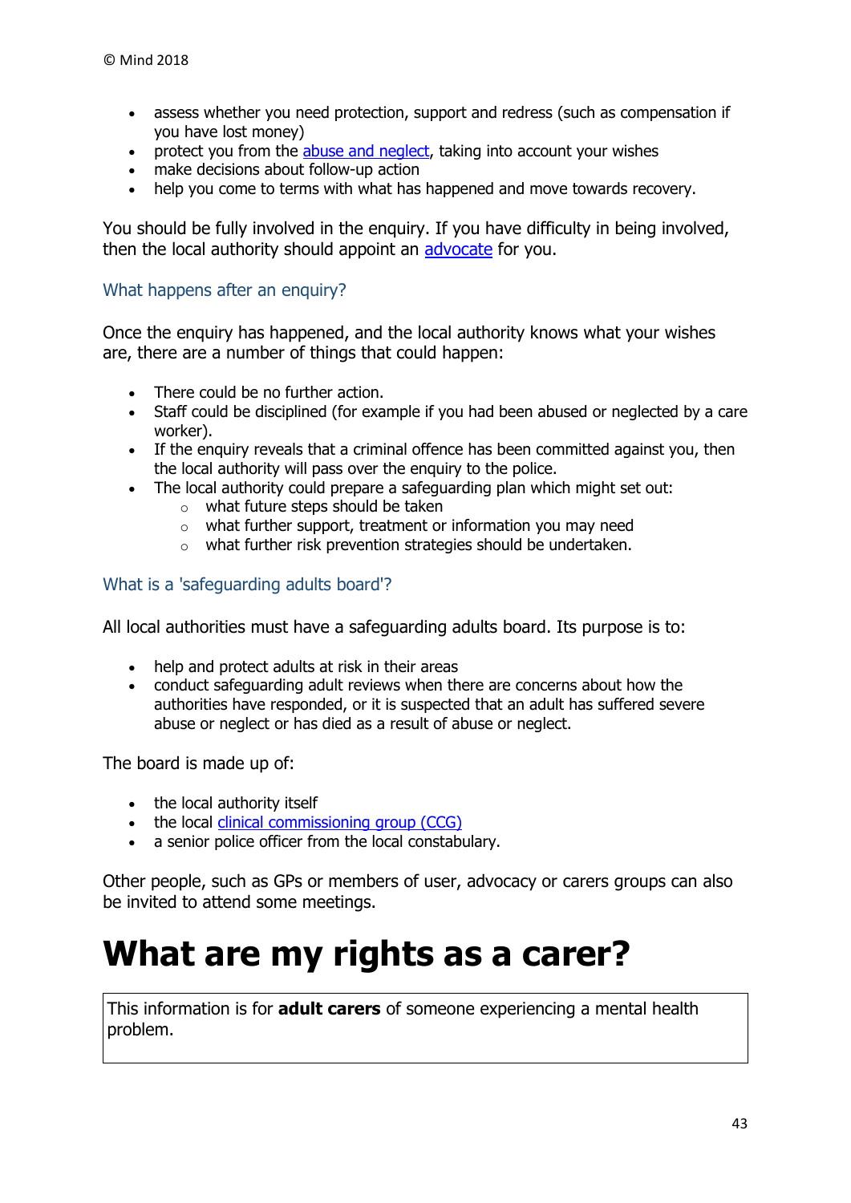- assess whether you need protection, support and redress (such as compensation if you have lost money)
- protect you from the abuse and neglect, taking into account your wishes
- make decisions about follow-up action
- help you come to terms with what has happened and move towards recovery.

You should be fully involved in the enquiry. If you have difficulty in being involved, then the local authority should appoint an advocate for you.

### What happens after an enquiry?

Once the enquiry has happened, and the local authority knows what your wishes are, there are a number of things that could happen:

- There could be no further action.
- Staff could be disciplined (for example if you had been abused or neglected by a care worker).
- If the enquiry reveals that a criminal offence has been committed against you, then the local authority will pass over the enquiry to the police.
- The local authority could prepare a safeguarding plan which might set out:
  - what future steps should be taken
  - what further support, treatment or information you may need
  - what further risk prevention strategies should be undertaken.

### What is a 'safeguarding adults board'?

All local authorities must have a safeguarding adults board. Its purpose is to:

- help and protect adults at risk in their areas
- conduct safeguarding adult reviews when there are concerns about how the authorities have responded, or it is suspected that an adult has suffered severe abuse or neglect or has died as a result of abuse or neglect.

The board is made up of:

- the local authority itself
- the local clinical commissioning group (CCG)
- a senior police officer from the local constabulary.

Other people, such as GPs or members of user, advocacy or carers groups can also be invited to attend some meetings.

# What are my rights as a carer?

This information is for **adult carers** of someone experiencing a mental health problem.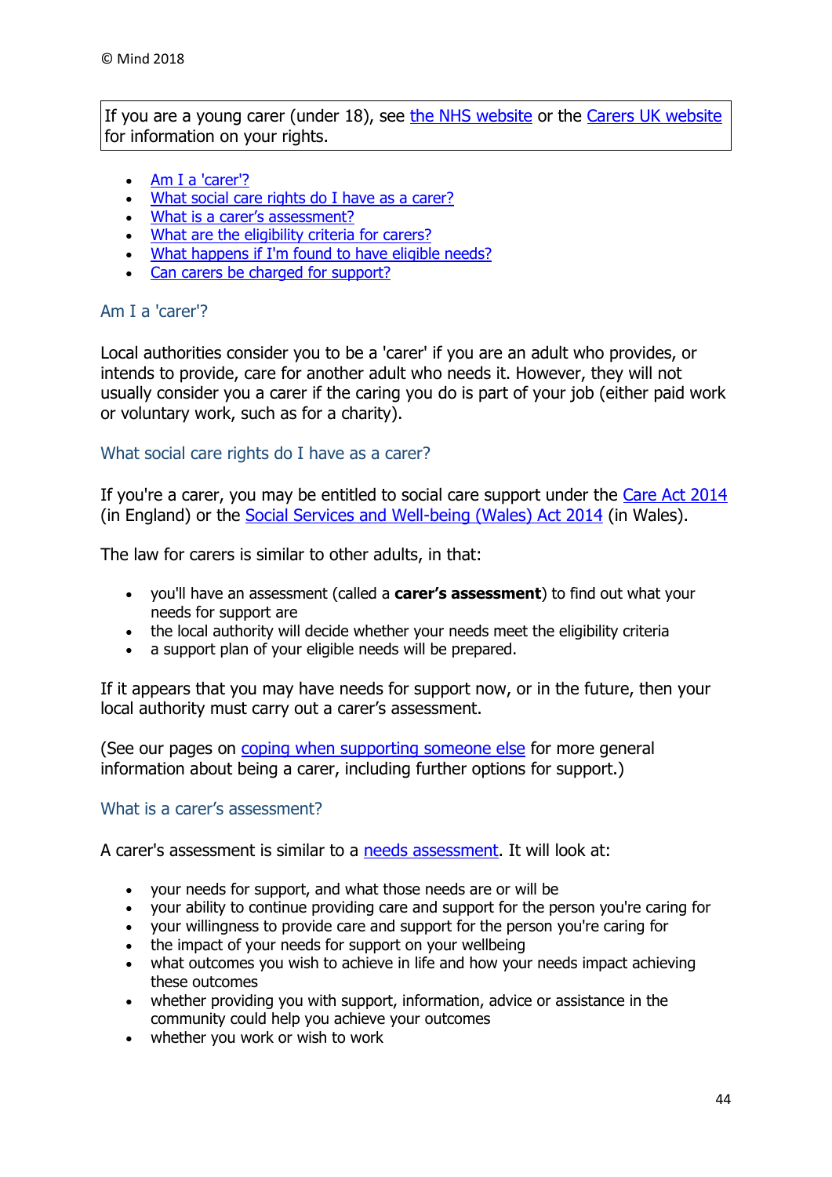© Mind 2018

If you are a young carer (under 18), see the NHS website or the Carers UK website for information on your rights.

- Am I a 'carer'?
- What social care rights do I have as a carer?
- What is a carer's assessment?
- What are the eligibility criteria for carers?
- What happens if I'm found to have eligible needs?
- Can carers be charged for support?

## Am I a 'carer'?

Local authorities consider you to be a 'carer' if you are an adult who provides, or intends to provide, care for another adult who needs it. However, they will not usually consider you a carer if the caring you do is part of your job (either paid work or voluntary work, such as for a charity).

## What social care rights do I have as a carer?

If you're a carer, you may be entitled to social care support under the Care Act 2014 (in England) or the Social Services and Well-being (Wales) Act 2014 (in Wales).

The law for carers is similar to other adults, in that:

- you'll have an assessment (called a **carer's assessment**) to find out what your needs for support are
- the local authority will decide whether your needs meet the eligibility criteria
- a support plan of your eligible needs will be prepared.

If it appears that you may have needs for support now, or in the future, then your local authority must carry out a carer's assessment.

(See our pages on coping when supporting someone else for more general information about being a carer, including further options for support.)

## What is a carer's assessment?

A carer's assessment is similar to a needs assessment. It will look at:

- your needs for support, and what those needs are or will be
- your ability to continue providing care and support for the person you're caring for
- your willingness to provide care and support for the person you're caring for
- the impact of your needs for support on your wellbeing
- what outcomes you wish to achieve in life and how your needs impact achieving these outcomes
- whether providing you with support, information, advice or assistance in the community could help you achieve your outcomes
- whether you work or wish to work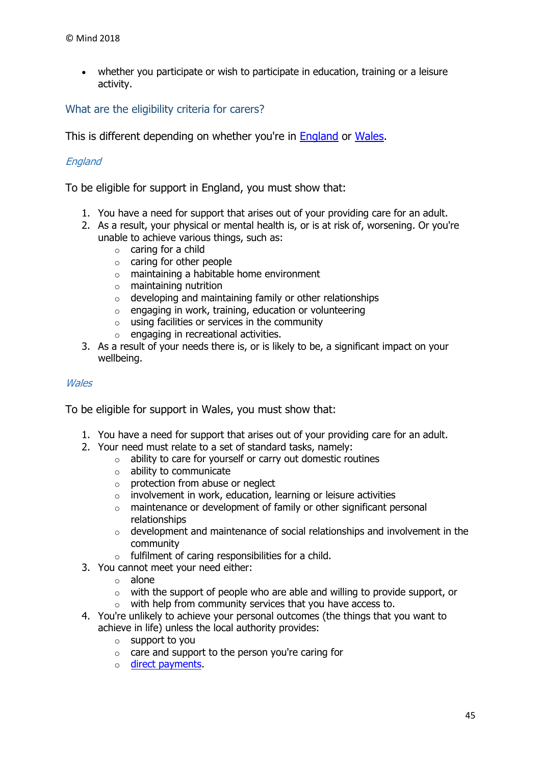- whether you participate or wish to participate in education, training or a leisure activity.

## What are the eligibility criteria for carers?

This is different depending on whether you're in England or Wales.

### *England*

To be eligible for support in England, you must show that:

1. You have a need for support that arises out of your providing care for an adult.
2. As a result, your physical or mental health is, or is at risk of, worsening. Or you're unable to achieve various things, such as:
   - caring for a child
   - caring for other people
   - maintaining a habitable home environment
   - maintaining nutrition
   - developing and maintaining family or other relationships
   - engaging in work, training, education or volunteering
   - using facilities or services in the community
   - engaging in recreational activities.
3. As a result of your needs there is, or is likely to be, a significant impact on your wellbeing.

### *Wales*

To be eligible for support in Wales, you must show that:

1. You have a need for support that arises out of your providing care for an adult.
2. Your need must relate to a set of standard tasks, namely:
   - ability to care for yourself or carry out domestic routines
   - ability to communicate
   - protection from abuse or neglect
   - involvement in work, education, learning or leisure activities
   - maintenance or development of family or other significant personal relationships
   - development and maintenance of social relationships and involvement in the community
   - fulfilment of caring responsibilities for a child.
3. You cannot meet your need either:
   - alone
   - with the support of people who are able and willing to provide support, or
   - with help from community services that you have access to.
4. You're unlikely to achieve your personal outcomes (the things that you want to achieve in life) unless the local authority provides:
   - support to you
   - care and support to the person you're caring for
   - direct payments.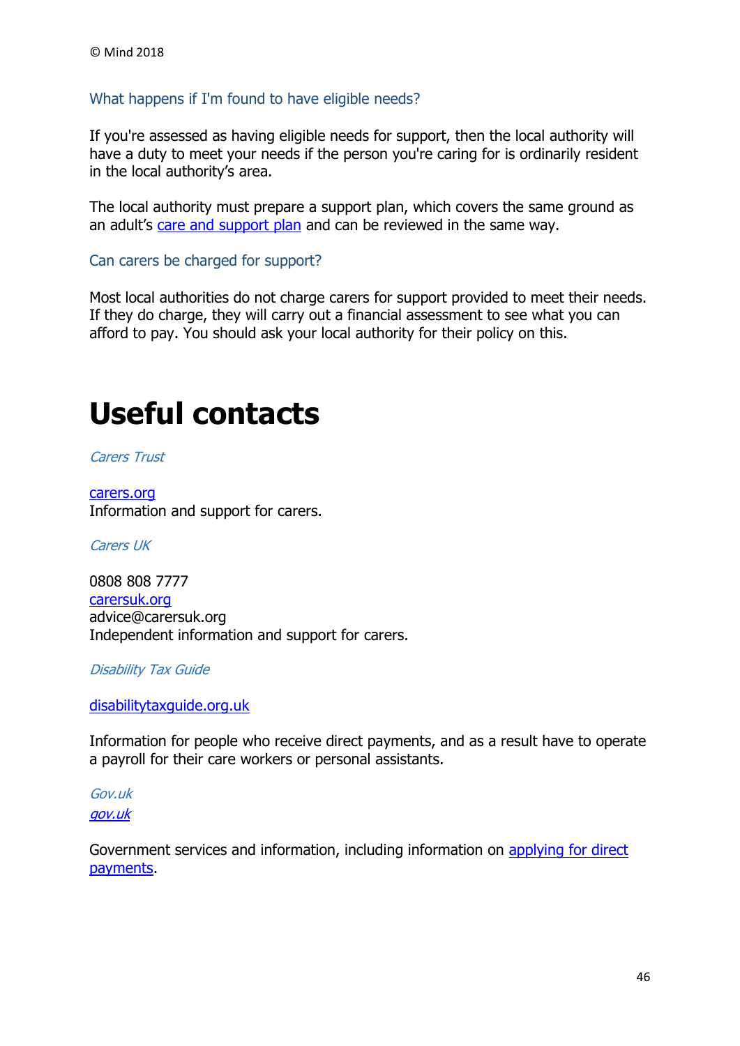### What happens if I'm found to have eligible needs?

If you're assessed as having eligible needs for support, then the local authority will have a duty to meet your needs if the person you're caring for is ordinarily resident in the local authority's area.

The local authority must prepare a support plan, which covers the same ground as an adult's [care and support plan](#) and can be reviewed in the same way.

### Can carers be charged for support?

Most local authorities do not charge carers for support provided to meet their needs. If they do charge, they will carry out a financial assessment to see what you can afford to pay. You should ask your local authority for their policy on this.

# Useful contacts

*Carers Trust*

[carers.org](#)
Information and support for carers.

*Carers UK*

0808 808 7777
[carersuk.org](#)
advice@carersuk.org
Independent information and support for carers.

*Disability Tax Guide*

[disabilitytaxguide.org.uk](#)

Information for people who receive direct payments, and as a result have to operate a payroll for their care workers or personal assistants.

*Gov.uk*
*[gov.uk](#)*

Government services and information, including information on [applying for direct payments](#).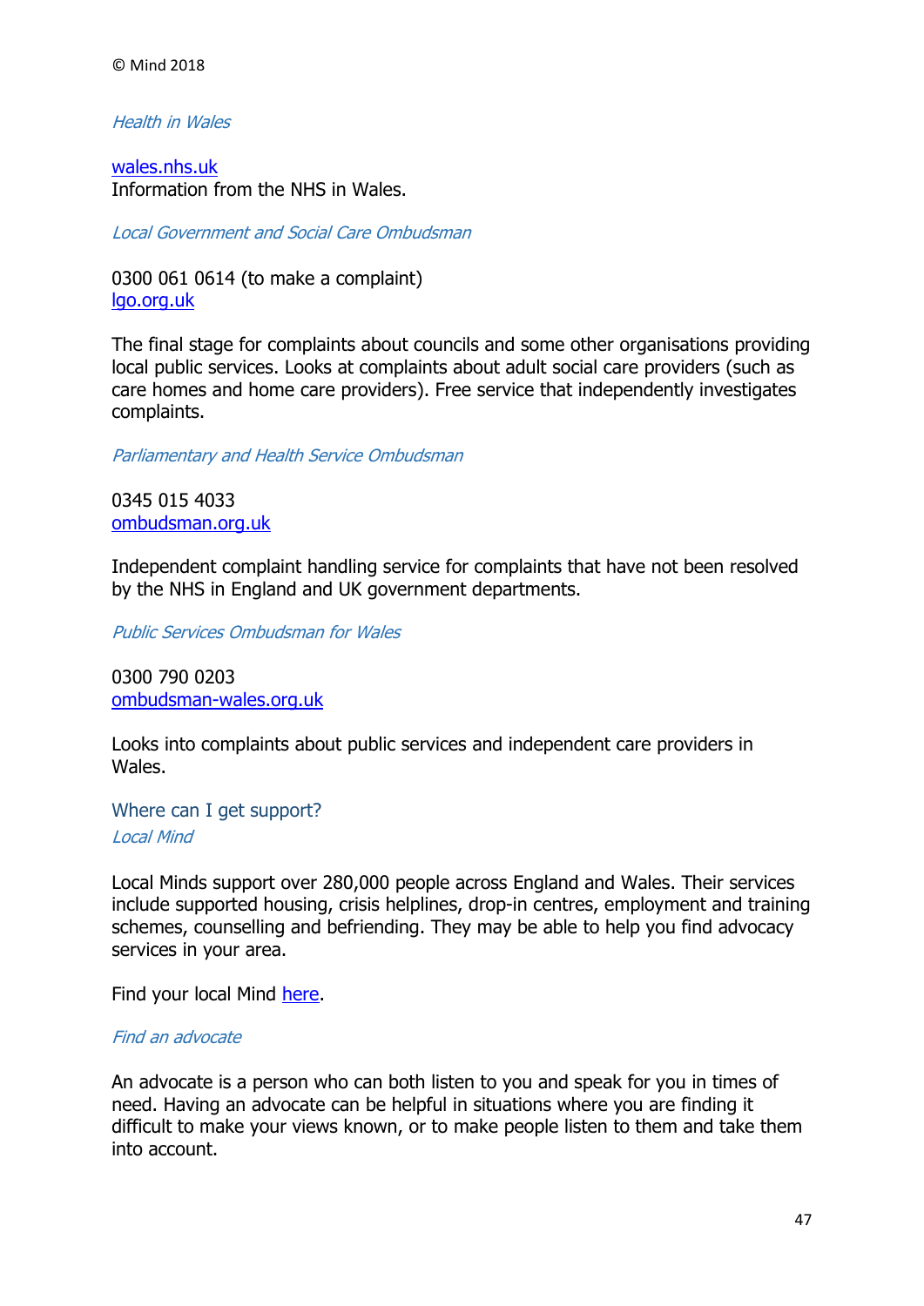© Mind 2018

*Health in Wales*

[wales.nhs.uk](wales.nhs.uk)
Information from the NHS in Wales.

*Local Government and Social Care Ombudsman*

0300 061 0614 (to make a complaint)
[lgo.org.uk](lgo.org.uk)

The final stage for complaints about councils and some other organisations providing local public services. Looks at complaints about adult social care providers (such as care homes and home care providers). Free service that independently investigates complaints.

*Parliamentary and Health Service Ombudsman*

0345 015 4033
[ombudsman.org.uk](ombudsman.org.uk)

Independent complaint handling service for complaints that have not been resolved by the NHS in England and UK government departments.

*Public Services Ombudsman for Wales*

0300 790 0203
[ombudsman-wales.org.uk](ombudsman-wales.org.uk)

Looks into complaints about public services and independent care providers in Wales.

## Where can I get support?

*Local Mind*

Local Minds support over 280,000 people across England and Wales. Their services include supported housing, crisis helplines, drop-in centres, employment and training schemes, counselling and befriending. They may be able to help you find advocacy services in your area.

Find your local Mind here.

*Find an advocate*

An advocate is a person who can both listen to you and speak for you in times of need. Having an advocate can be helpful in situations where you are finding it difficult to make your views known, or to make people listen to them and take them into account.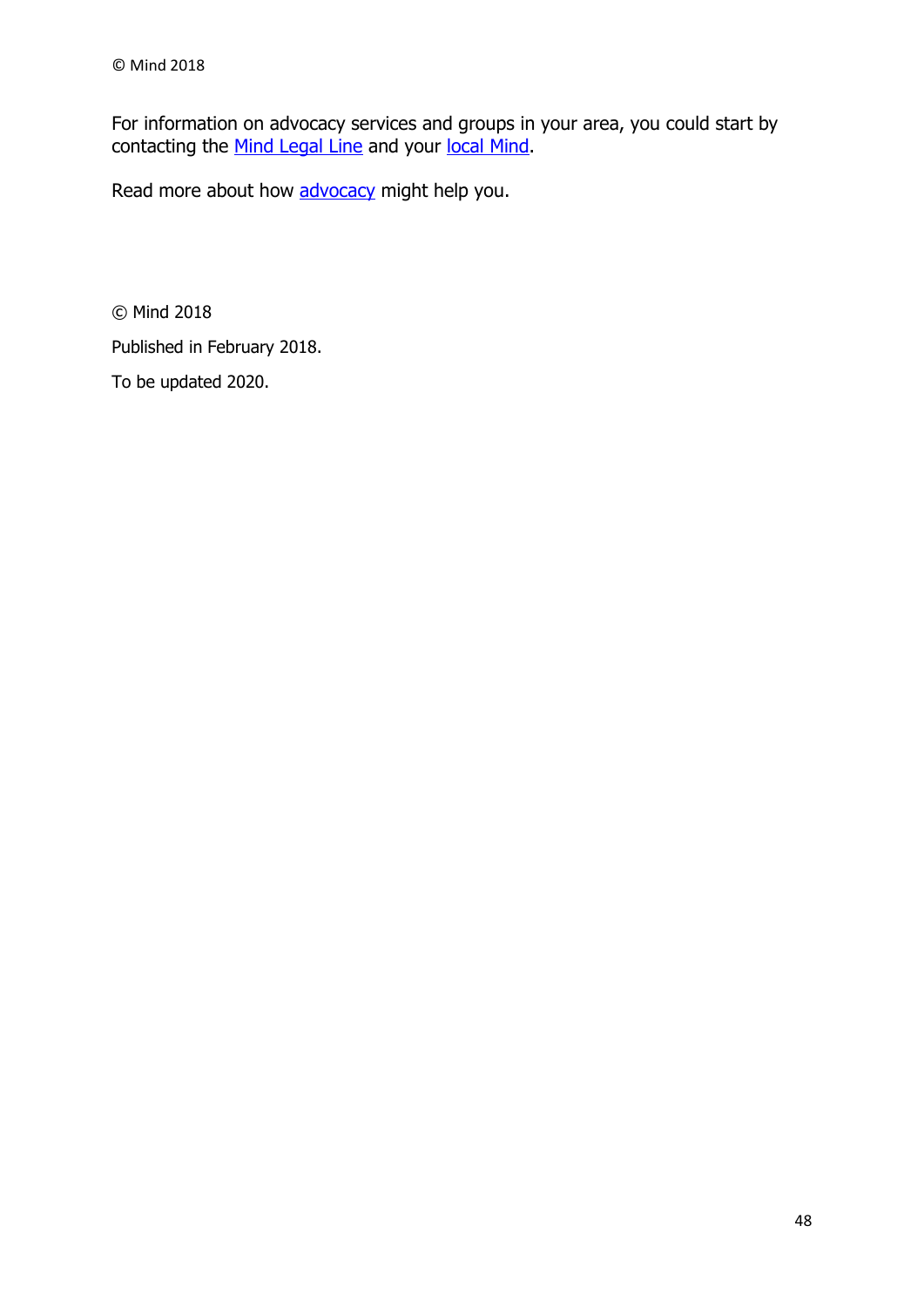For information on advocacy services and groups in your area, you could start by contacting the Mind Legal Line and your local Mind.

Read more about how advocacy might help you.

© Mind 2018

Published in February 2018.

To be updated 2020.